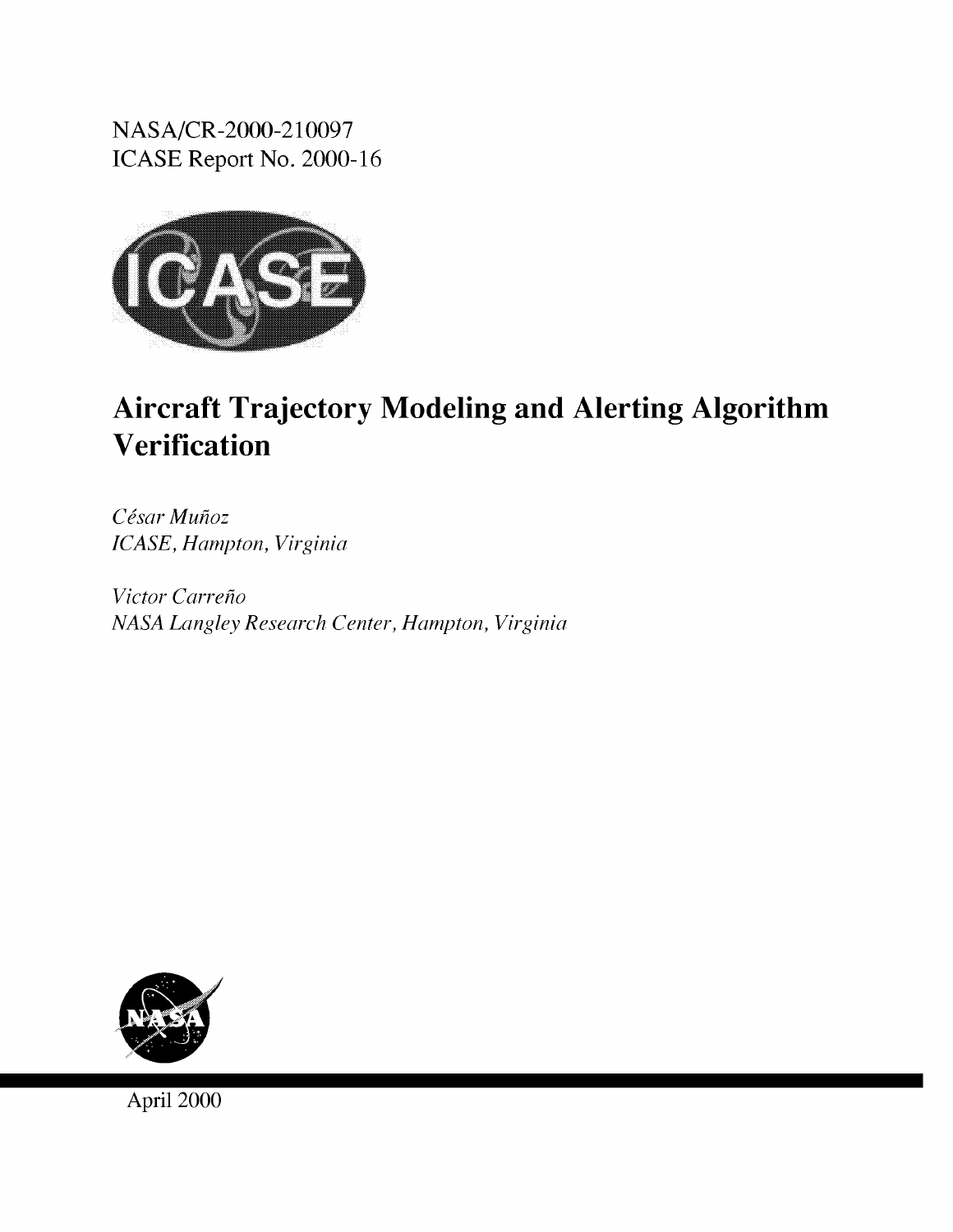NASA/CR-2000-210097
ICASE Report No. 2000-16

# Aircraft Trajectory Modeling and Alerting Algorithm Verification

*César Muñoz*
*ICASE, Hampton, Virginia*

*Victor Carreño*
*NASA Langley Research Center, Hampton, Virginia*

April 2000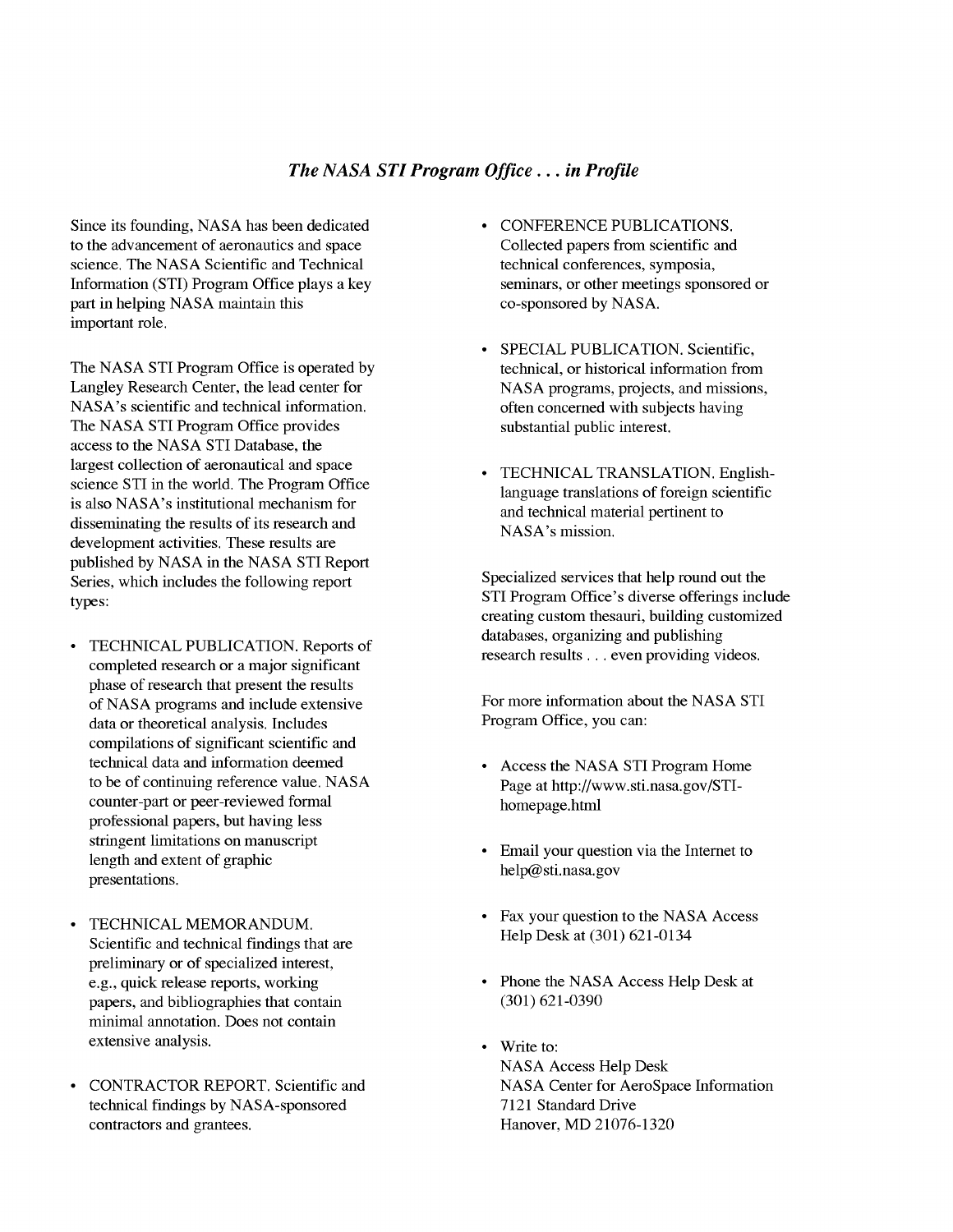## *The NASA STI Program Office . . . in Profile*

Since its founding, NASA has been dedicated to the advancement of aeronautics and space science. The NASA Scientific and Technical Information (STI) Program Office plays a key part in helping NASA maintain this important role.

The NASA STI Program Office is operated by Langley Research Center, the lead center for NASA's scientific and technical information. The NASA STI Program Office provides access to the NASA STI Database, the largest collection of aeronautical and space science STI in the world. The Program Office is also NASA's institutional mechanism for disseminating the results of its research and development activities. These results are published by NASA in the NASA STI Report Series, which includes the following report types:

- TECHNICAL PUBLICATION. Reports of completed research or a major significant phase of research that present the results of NASA programs and include extensive data or theoretical analysis. Includes compilations of significant scientific and technical data and information deemed to be of continuing reference value. NASA counter-part or peer-reviewed formal professional papers, but having less stringent limitations on manuscript length and extent of graphic presentations.
- TECHNICAL MEMORANDUM. Scientific and technical findings that are preliminary or of specialized interest, e.g., quick release reports, working papers, and bibliographies that contain minimal annotation. Does not contain extensive analysis.
- CONTRACTOR REPORT. Scientific and technical findings by NASA-sponsored contractors and grantees.
- CONFERENCE PUBLICATIONS. Collected papers from scientific and technical conferences, symposia, seminars, or other meetings sponsored or co-sponsored by NASA.
- SPECIAL PUBLICATION. Scientific, technical, or historical information from NASA programs, projects, and missions, often concerned with subjects having substantial public interest.
- TECHNICAL TRANSLATION. English-language translations of foreign scientific and technical material pertinent to NASA's mission.

Specialized services that help round out the STI Program Office's diverse offerings include creating custom thesauri, building customized databases, organizing and publishing research results . . . even providing videos.

For more information about the NASA STI Program Office, you can:

- Access the NASA STI Program Home Page at http://www.sti.nasa.gov/STI-homepage.html
- Email your question via the Internet to help@sti.nasa.gov
- Fax your question to the NASA Access Help Desk at (301) 621-0134
- Phone the NASA Access Help Desk at (301) 621-0390
- Write to:
  NASA Access Help Desk
  NASA Center for AeroSpace Information
  7121 Standard Drive
  Hanover, MD 21076-1320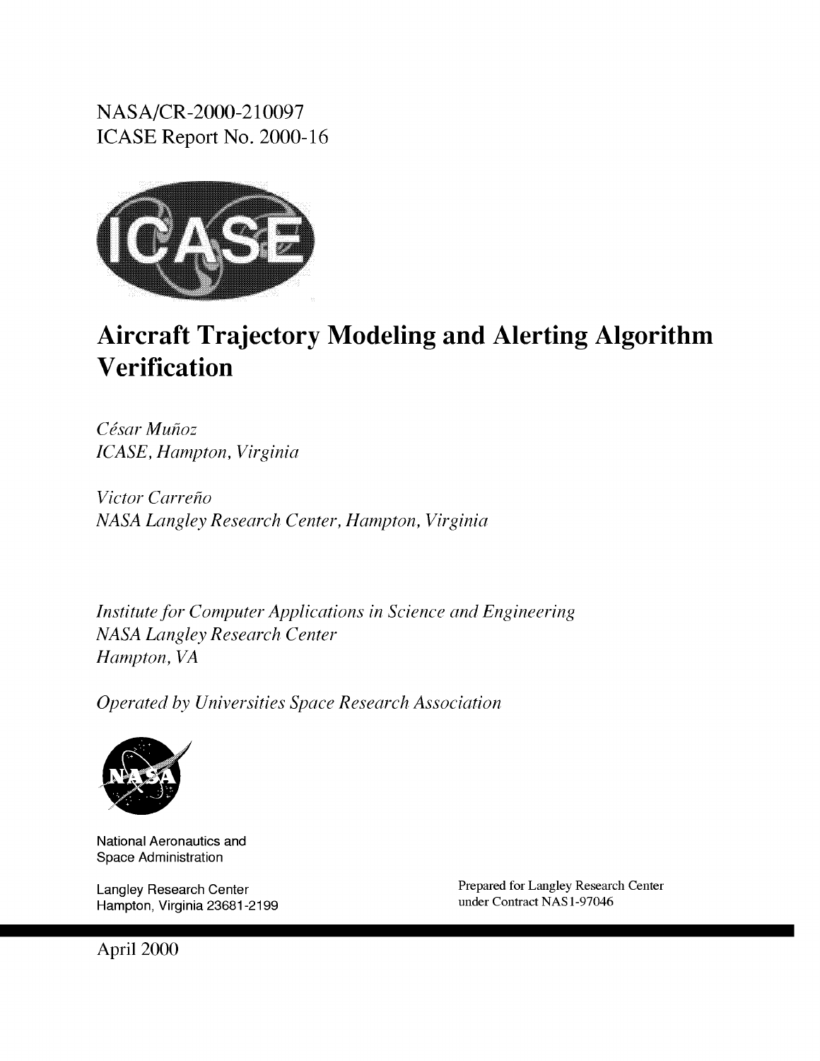NASA/CR-2000-210097
ICASE Report No. 2000-16

# Aircraft Trajectory Modeling and Alerting Algorithm Verification

*César Muñoz*
*ICASE, Hampton, Virginia*

*Victor Carreño*
*NASA Langley Research Center, Hampton, Virginia*

*Institute for Computer Applications in Science and Engineering*
*NASA Langley Research Center*
*Hampton, VA*

*Operated by Universities Space Research Association*

National Aeronautics and
Space Administration

Langley Research Center
Hampton, Virginia 23681-2199

Prepared for Langley Research Center
under Contract NAS1-97046

April 2000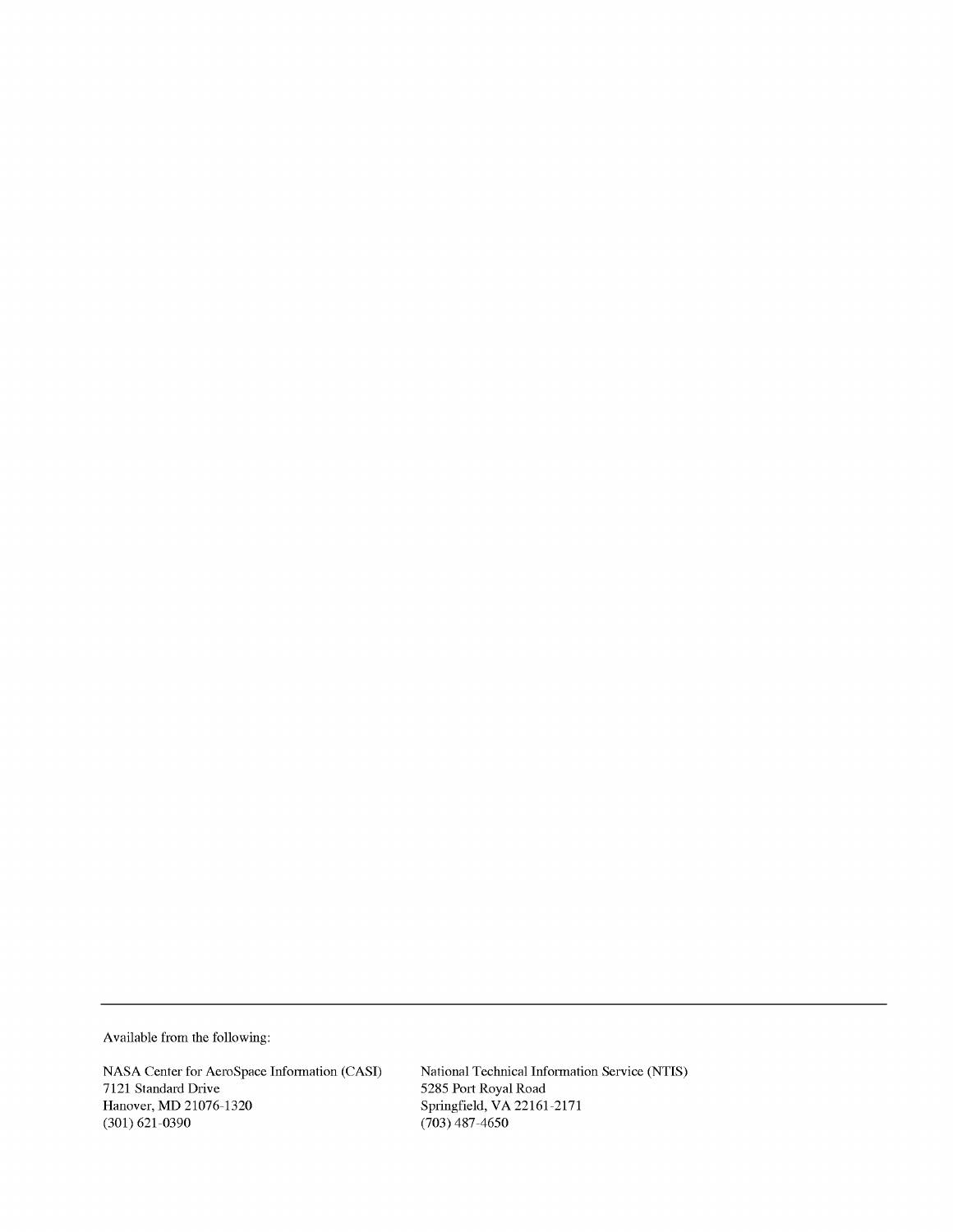Available from the following:

NASA Center for AeroSpace Information (CASI)
7121 Standard Drive
Hanover, MD 21076-1320
(301) 621-0390

National Technical Information Service (NTIS)
5285 Port Royal Road
Springfield, VA 22161-2171
(703) 487-4650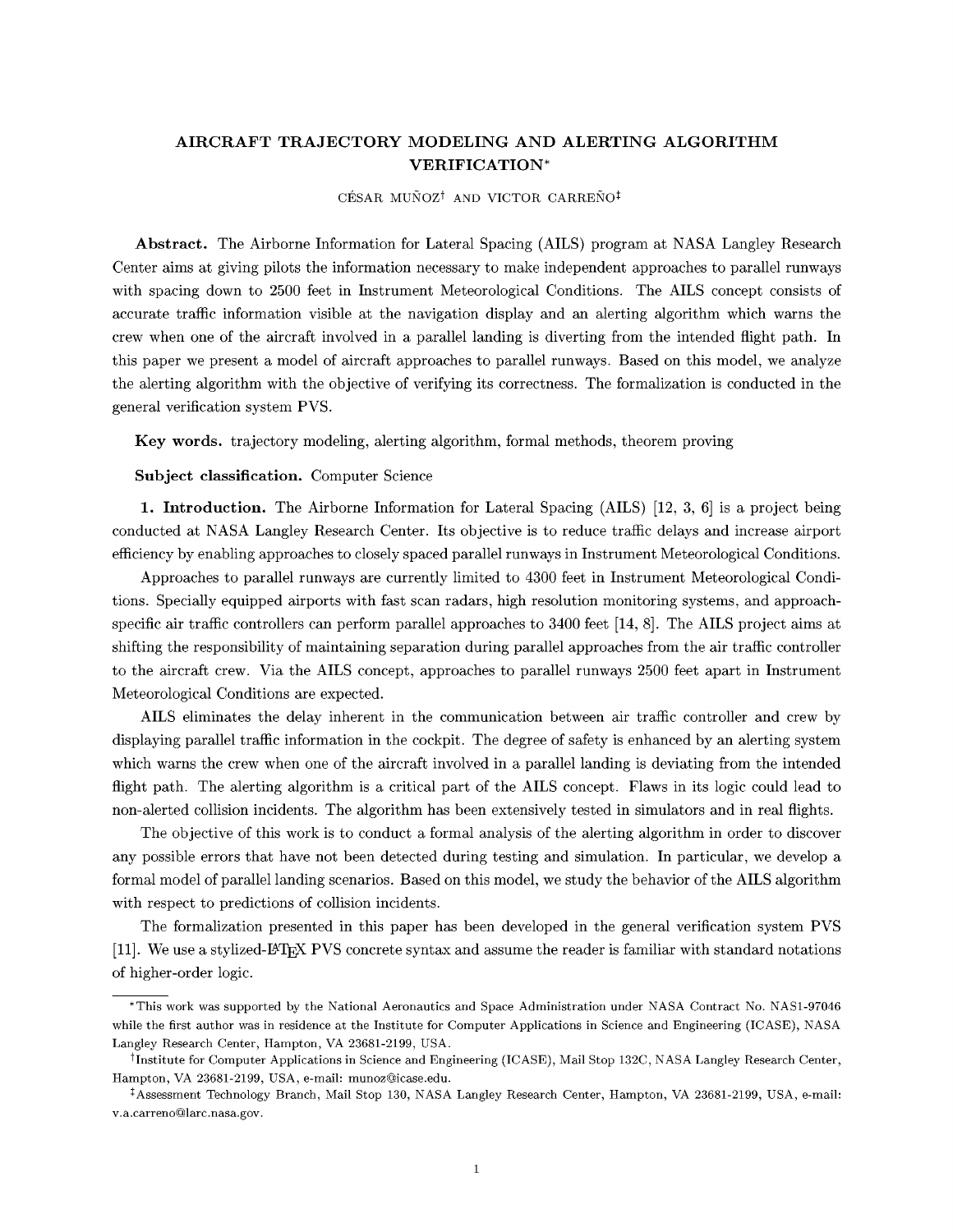# AIRCRAFT TRAJECTORY MODELING AND ALERTING ALGORITHM VERIFICATION*

CÉSAR MUÑOZ[†] AND VICTOR CARREÑO[‡]

**Abstract.** The Airborne Information for Lateral Spacing (AILS) program at NASA Langley Research Center aims at giving pilots the information necessary to make independent approaches to parallel runways with spacing down to 2500 feet in Instrument Meteorological Conditions. The AILS concept consists of accurate traffic information visible at the navigation display and an alerting algorithm which warns the crew when one of the aircraft involved in a parallel landing is diverting from the intended flight path. In this paper we present a model of aircraft approaches to parallel runways. Based on this model, we analyze the alerting algorithm with the objective of verifying its correctness. The formalization is conducted in the general verification system PVS.

**Key words.** trajectory modeling, alerting algorithm, formal methods, theorem proving

**Subject classification.** Computer Science

**1. Introduction.** The Airborne Information for Lateral Spacing (AILS) [12, 3, 6] is a project being conducted at NASA Langley Research Center. Its objective is to reduce traffic delays and increase airport efficiency by enabling approaches to closely spaced parallel runways in Instrument Meteorological Conditions.

Approaches to parallel runways are currently limited to 4300 feet in Instrument Meteorological Conditions. Specially equipped airports with fast scan radars, high resolution monitoring systems, and approach-specific air traffic controllers can perform parallel approaches to 3400 feet [14, 8]. The AILS project aims at shifting the responsibility of maintaining separation during parallel approaches from the air traffic controller to the aircraft crew. Via the AILS concept, approaches to parallel runways 2500 feet apart in Instrument Meteorological Conditions are expected.

AILS eliminates the delay inherent in the communication between air traffic controller and crew by displaying parallel traffic information in the cockpit. The degree of safety is enhanced by an alerting system which warns the crew when one of the aircraft involved in a parallel landing is deviating from the intended flight path. The alerting algorithm is a critical part of the AILS concept. Flaws in its logic could lead to non-alerted collision incidents. The algorithm has been extensively tested in simulators and in real flights.

The objective of this work is to conduct a formal analysis of the alerting algorithm in order to discover any possible errors that have not been detected during testing and simulation. In particular, we develop a formal model of parallel landing scenarios. Based on this model, we study the behavior of the AILS algorithm with respect to predictions of collision incidents.

The formalization presented in this paper has been developed in the general verification system PVS [11]. We use a stylized-LaTeX PVS concrete syntax and assume the reader is familiar with standard notations of higher-order logic.

---

*This work was supported by the National Aeronautics and Space Administration under NASA Contract No. NAS1-97046 while the first author was in residence at the Institute for Computer Applications in Science and Engineering (ICASE), NASA Langley Research Center, Hampton, VA 23681-2199, USA.

[†]Institute for Computer Applications in Science and Engineering (ICASE), Mail Stop 132C, NASA Langley Research Center, Hampton, VA 23681-2199, USA, e-mail: munoz@icase.edu.

[‡]Assessment Technology Branch, Mail Stop 130, NASA Langley Research Center, Hampton, VA 23681-2199, USA, e-mail: v.a.carreno@larc.nasa.gov.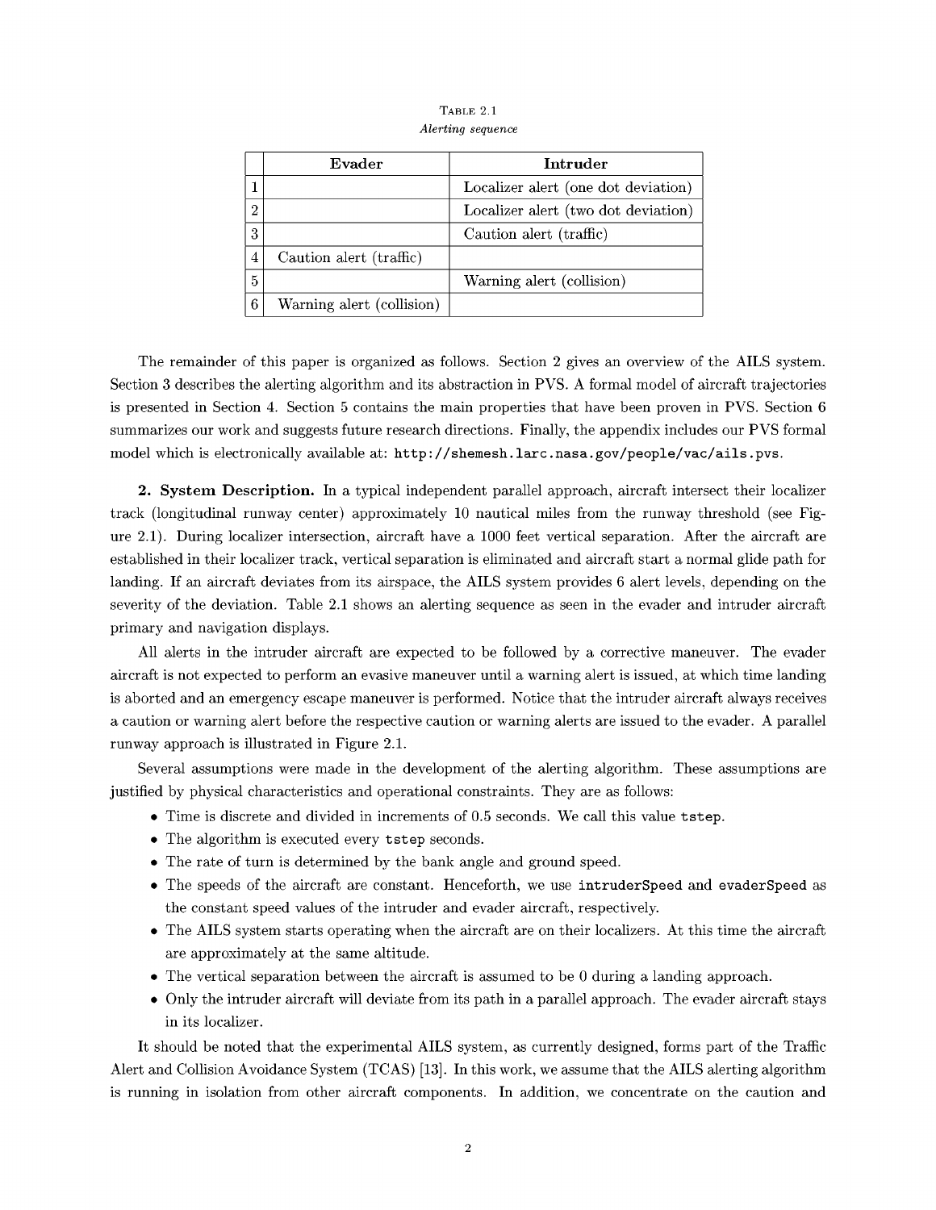TABLE 2.1
*Alerting sequence*

| | Evader | Intruder |
|---|---|---|
| 1 | | Localizer alert (one dot deviation) |
| 2 | | Localizer alert (two dot deviation) |
| 3 | | Caution alert (traffic) |
| 4 | Caution alert (traffic) | |
| 5 | | Warning alert (collision) |
| 6 | Warning alert (collision) | |

The remainder of this paper is organized as follows. Section 2 gives an overview of the AILS system. Section 3 describes the alerting algorithm and its abstraction in PVS. A formal model of aircraft trajectories is presented in Section 4. Section 5 contains the main properties that have been proven in PVS. Section 6 summarizes our work and suggests future research directions. Finally, the appendix includes our PVS formal model which is electronically available at: `http://shemesh.larc.nasa.gov/people/vac/ails.pvs`.

**2. System Description.** In a typical independent parallel approach, aircraft intersect their localizer track (longitudinal runway center) approximately 10 nautical miles from the runway threshold (see Figure 2.1). During localizer intersection, aircraft have a 1000 feet vertical separation. After the aircraft are established in their localizer track, vertical separation is eliminated and aircraft start a normal glide path for landing. If an aircraft deviates from its airspace, the AILS system provides 6 alert levels, depending on the severity of the deviation. Table 2.1 shows an alerting sequence as seen in the evader and intruder aircraft primary and navigation displays.

All alerts in the intruder aircraft are expected to be followed by a corrective maneuver. The evader aircraft is not expected to perform an evasive maneuver until a warning alert is issued, at which time landing is aborted and an emergency escape maneuver is performed. Notice that the intruder aircraft always receives a caution or warning alert before the respective caution or warning alerts are issued to the evader. A parallel runway approach is illustrated in Figure 2.1.

Several assumptions were made in the development of the alerting algorithm. These assumptions are justified by physical characteristics and operational constraints. They are as follows:

- Time is discrete and divided in increments of 0.5 seconds. We call this value `tstep`.
- The algorithm is executed every `tstep` seconds.
- The rate of turn is determined by the bank angle and ground speed.
- The speeds of the aircraft are constant. Henceforth, we use `intruderSpeed` and `evaderSpeed` as the constant speed values of the intruder and evader aircraft, respectively.
- The AILS system starts operating when the aircraft are on their localizers. At this time the aircraft are approximately at the same altitude.
- The vertical separation between the aircraft is assumed to be 0 during a landing approach.
- Only the intruder aircraft will deviate from its path in a parallel approach. The evader aircraft stays in its localizer.

It should be noted that the experimental AILS system, as currently designed, forms part of the Traffic Alert and Collision Avoidance System (TCAS) [13]. In this work, we assume that the AILS alerting algorithm is running in isolation from other aircraft components. In addition, we concentrate on the caution and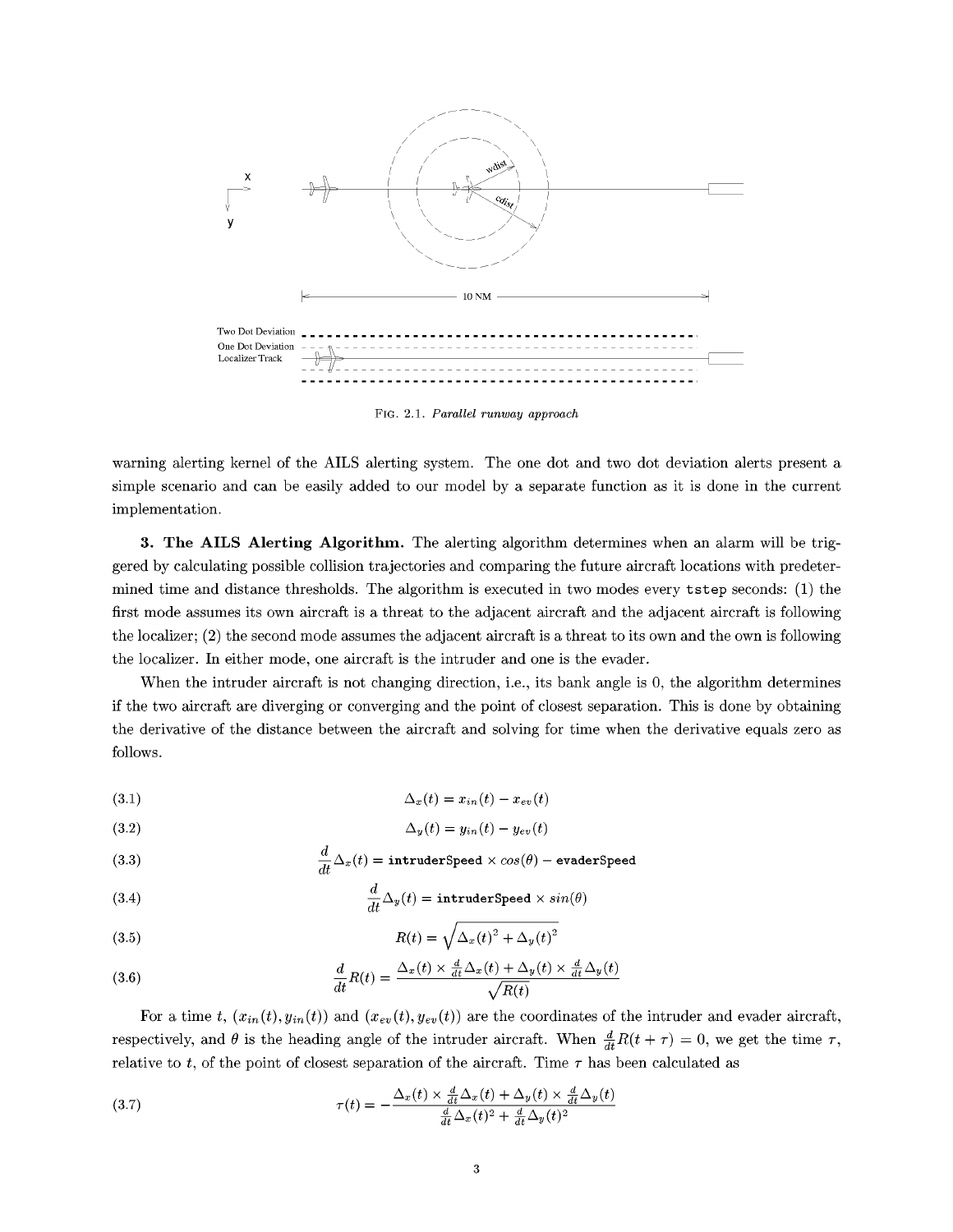FIG. 2.1. *Parallel runway approach*

warning alerting kernel of the AILS alerting system. The one dot and two dot deviation alerts present a simple scenario and can be easily added to our model by a separate function as it is done in the current implementation.

**3. The AILS Alerting Algorithm.** The alerting algorithm determines when an alarm will be triggered by calculating possible collision trajectories and comparing the future aircraft locations with predetermined time and distance thresholds. The algorithm is executed in two modes every `tstep` seconds: (1) the first mode assumes its own aircraft is a threat to the adjacent aircraft and the adjacent aircraft is following the localizer; (2) the second mode assumes the adjacent aircraft is a threat to its own and the own is following the localizer. In either mode, one aircraft is the intruder and one is the evader.

When the intruder aircraft is not changing direction, i.e., its bank angle is 0, the algorithm determines if the two aircraft are diverging or converging and the point of closest separation. This is done by obtaining the derivative of the distance between the aircraft and solving for time when the derivative equals zero as follows.

$$\Delta_x(t) = x_{in}(t) - x_{ev}(t) \tag{3.1}$$

$$\Delta_y(t) = y_{in}(t) - y_{ev}(t) \tag{3.2}$$

$$\frac{d}{dt}\Delta_x(t) = \texttt{intruderSpeed} \times cos(\theta) - \texttt{evaderSpeed} \tag{3.3}$$

$$\frac{d}{dt}\Delta_y(t) = \texttt{intruderSpeed} \times sin(\theta) \tag{3.4}$$

$$R(t) = \sqrt{\Delta_x(t)^2 + \Delta_y(t)^2} \tag{3.5}$$

$$\frac{d}{dt}R(t) = \frac{\Delta_x(t) \times \frac{d}{dt}\Delta_x(t) + \Delta_y(t) \times \frac{d}{dt}\Delta_y(t)}{\sqrt{R(t)}} \tag{3.6}$$

For a time $t$, $(x_{in}(t), y_{in}(t))$ and $(x_{ev}(t), y_{ev}(t))$ are the coordinates of the intruder and evader aircraft, respectively, and $\theta$ is the heading angle of the intruder aircraft. When $\frac{d}{dt}R(t + \tau) = 0$, we get the time $\tau$, relative to $t$, of the point of closest separation of the aircraft. Time $\tau$ has been calculated as

$$\tau(t) = -\frac{\Delta_x(t) \times \frac{d}{dt}\Delta_x(t) + \Delta_y(t) \times \frac{d}{dt}\Delta_y(t)}{\frac{d}{dt}\Delta_x(t)^2 + \frac{d}{dt}\Delta_y(t)^2} \tag{3.7}$$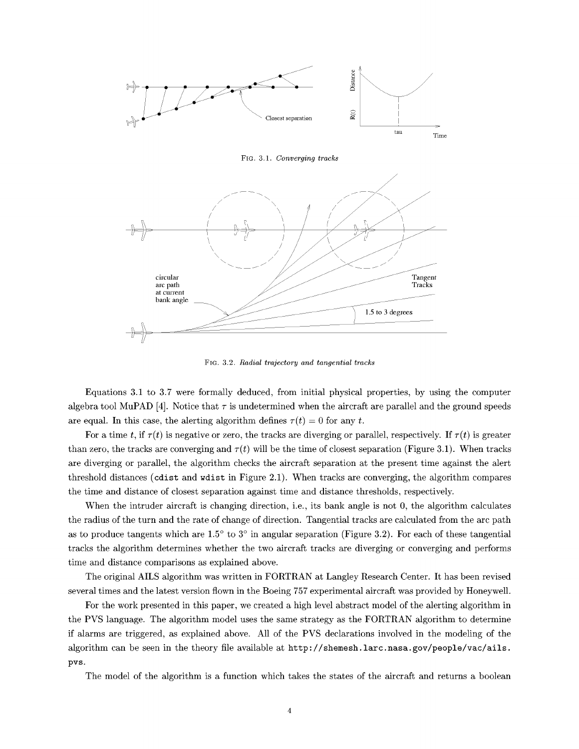FIG. 3.1. *Converging tracks*

FIG. 3.2. *Radial trajectory and tangential tracks*

Equations 3.1 to 3.7 were formally deduced, from initial physical properties, by using the computer algebra tool MuPAD [4]. Notice that $\tau$ is undetermined when the aircraft are parallel and the ground speeds are equal. In this case, the alerting algorithm defines $\tau(t) = 0$ for any $t$.

For a time $t$, if $\tau(t)$ is negative or zero, the tracks are diverging or parallel, respectively. If $\tau(t)$ is greater than zero, the tracks are converging and $\tau(t)$ will be the time of closest separation (Figure 3.1). When tracks are diverging or parallel, the algorithm checks the aircraft separation at the present time against the alert threshold distances (`cdist` and `wdist` in Figure 2.1). When tracks are converging, the algorithm compares the time and distance of closest separation against time and distance thresholds, respectively.

When the intruder aircraft is changing direction, i.e., its bank angle is not 0, the algorithm calculates the radius of the turn and the rate of change of direction. Tangential tracks are calculated from the arc path as to produce tangents which are $1.5^\circ$ to $3^\circ$ in angular separation (Figure 3.2). For each of these tangential tracks the algorithm determines whether the two aircraft tracks are diverging or converging and performs time and distance comparisons as explained above.

The original AILS algorithm was written in FORTRAN at Langley Research Center. It has been revised several times and the latest version flown in the Boeing 757 experimental aircraft was provided by Honeywell.

For the work presented in this paper, we created a high level abstract model of the alerting algorithm in the PVS language. The algorithm model uses the same strategy as the FORTRAN algorithm to determine if alarms are triggered, as explained above. All of the PVS declarations involved in the modeling of the algorithm can be seen in the theory file available at `http://shemesh.larc.nasa.gov/people/vac/ails.pvs`.

The model of the algorithm is a function which takes the states of the aircraft and returns a boolean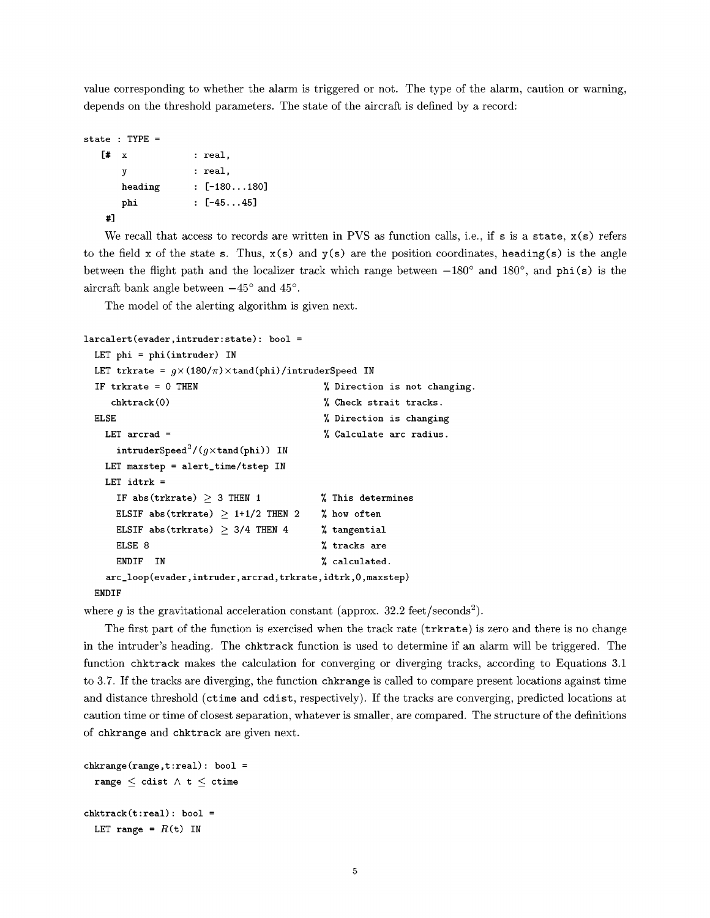value corresponding to whether the alarm is triggered or not. The type of the alarm, caution or warning, depends on the threshold parameters. The state of the aircraft is defined by a record:

```
state : TYPE =
   [# x          : real,
      y          : real,
      heading    : [-180...180]
      phi        : [-45...45]
   #]
```

We recall that access to records are written in PVS as function calls, i.e., if s is a state, x(s) refers to the field x of the state s. Thus, x(s) and y(s) are the position coordinates, heading(s) is the angle between the flight path and the localizer track which range between $-180°$ and $180°$, and phi(s) is the aircraft bank angle between $-45°$ and $45°$.

The model of the alerting algorithm is given next.

```
larcalert(evader,intruder:state): bool =
  LET phi = phi(intruder) IN
  LET trkrate = g×(180/π)×tand(phi)/intruderSpeed IN
  IF trkrate = 0 THEN                      % Direction is not changing.
     chktrack(0)                           % Check strait tracks.
  ELSE                                     % Direction is changing
    LET arcrad =                           % Calculate arc radius.
      intruderSpeed²/(g×tand(phi)) IN
    LET maxstep = alert_time/tstep IN
    LET idtrk =
      IF abs(trkrate) ≥ 3 THEN 1           % This determines
      ELSIF abs(trkrate) ≥ 1+1/2 THEN 2    % how often
      ELSIF abs(trkrate) ≥ 3/4 THEN 4      % tangential
      ELSE 8                               % tracks are
      ENDIF  IN                            % calculated.
    arc_loop(evader,intruder,arcrad,trkrate,idtrk,0,maxstep)
  ENDIF
```

where $g$ is the gravitational acceleration constant (approx. 32.2 feet/seconds$^2$).

The first part of the function is exercised when the track rate (trkrate) is zero and there is no change in the intruder's heading. The chktrack function is used to determine if an alarm will be triggered. The function chktrack makes the calculation for converging or diverging tracks, according to Equations 3.1 to 3.7. If the tracks are diverging, the function chkrange is called to compare present locations against time and distance threshold (ctime and cdist, respectively). If the tracks are converging, predicted locations at caution time or time of closest separation, whatever is smaller, are compared. The structure of the definitions of chkrange and chktrack are given next.

```
chkrange(range,t:real): bool =
  range ≤ cdist ∧ t ≤ ctime

chktrack(t:real): bool =
  LET range = R(t) IN
```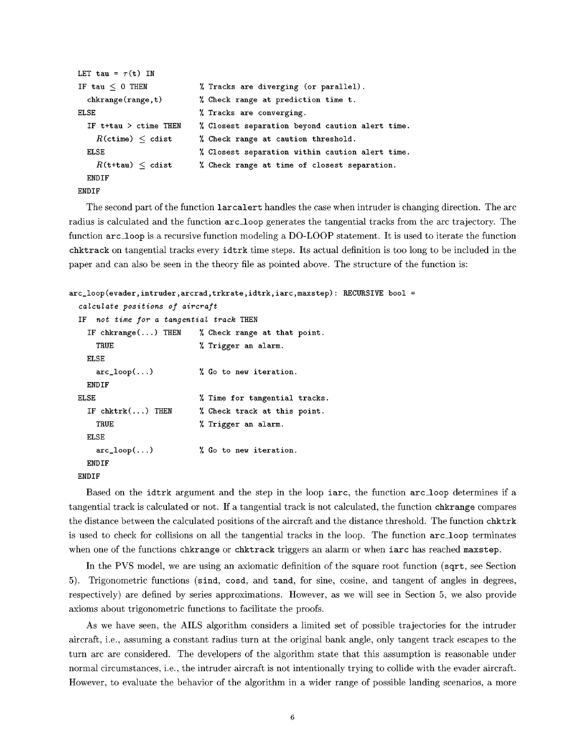```
LET tau = τ(t) IN
IF tau ≤ 0 THEN           % Tracks are diverging (or parallel).
  chkrange(range,t)       % Check range at prediction time t.
ELSE                      % Tracks are converging.
  IF t+tau > ctime THEN   % Closest separation beyond caution alert time.
    R(ctime) ≤ cdist      % Check range at caution threshold.
  ELSE                    % Closest separation within caution alert time.
    R(t+tau) ≤ cdist      % Check range at time of closest separation.
  ENDIF
ENDIF
```

The second part of the function `larcalert` handles the case when intruder is changing direction. The arc radius is calculated and the function `arc_loop` generates the tangential tracks from the arc trajectory. The function `arc_loop` is a recursive function modeling a DO-LOOP statement. It is used to iterate the function `chktrack` on tangential tracks every `idtrk` time steps. Its actual definition is too long to be included in the paper and can also be seen in the theory file as pointed above. The structure of the function is:

```
arc_loop(evader,intruder,arcrad,trkrate,idtrk,iarc,maxstep): RECURSIVE bool =
  calculate positions of aircraft
  IF  not time for a tangential track THEN
    IF chkrange(...) THEN    % Check range at that point.
      TRUE                   % Trigger an alarm.
    ELSE
      arc_loop(...)          % Go to new iteration.
    ENDIF
  ELSE                       % Time for tangential tracks.
    IF chktrk(...) THEN      % Check track at this point.
      TRUE                   % Trigger an alarm.
    ELSE
      arc_loop(...)          % Go to new iteration.
    ENDIF
  ENDIF
```

Based on the `idtrk` argument and the step in the loop `iarc`, the function `arc_loop` determines if a tangential track is calculated or not. If a tangential track is not calculated, the function `chkrange` compares the distance between the calculated positions of the aircraft and the distance threshold. The function `chktrk` is used to check for collisions on all the tangential tracks in the loop. The function `arc_loop` terminates when one of the functions `chkrange` or `chktrack` triggers an alarm or when `iarc` has reached `maxstep`.

In the PVS model, we are using an axiomatic definition of the square root function (`sqrt`, see Section 5). Trigonometric functions (`sind`, `cosd`, and `tand`, for sine, cosine, and tangent of angles in degrees, respectively) are defined by series approximations. However, as we will see in Section 5, we also provide axioms about trigonometric functions to facilitate the proofs.

As we have seen, the AILS algorithm considers a limited set of possible trajectories for the intruder aircraft, i.e., assuming a constant radius turn at the original bank angle, only tangent track escapes to the turn arc are considered. The developers of the algorithm state that this assumption is reasonable under normal circumstances, i.e., the intruder aircraft is not intentionally trying to collide with the evader aircraft. However, to evaluate the behavior of the algorithm in a wider range of possible landing scenarios, a more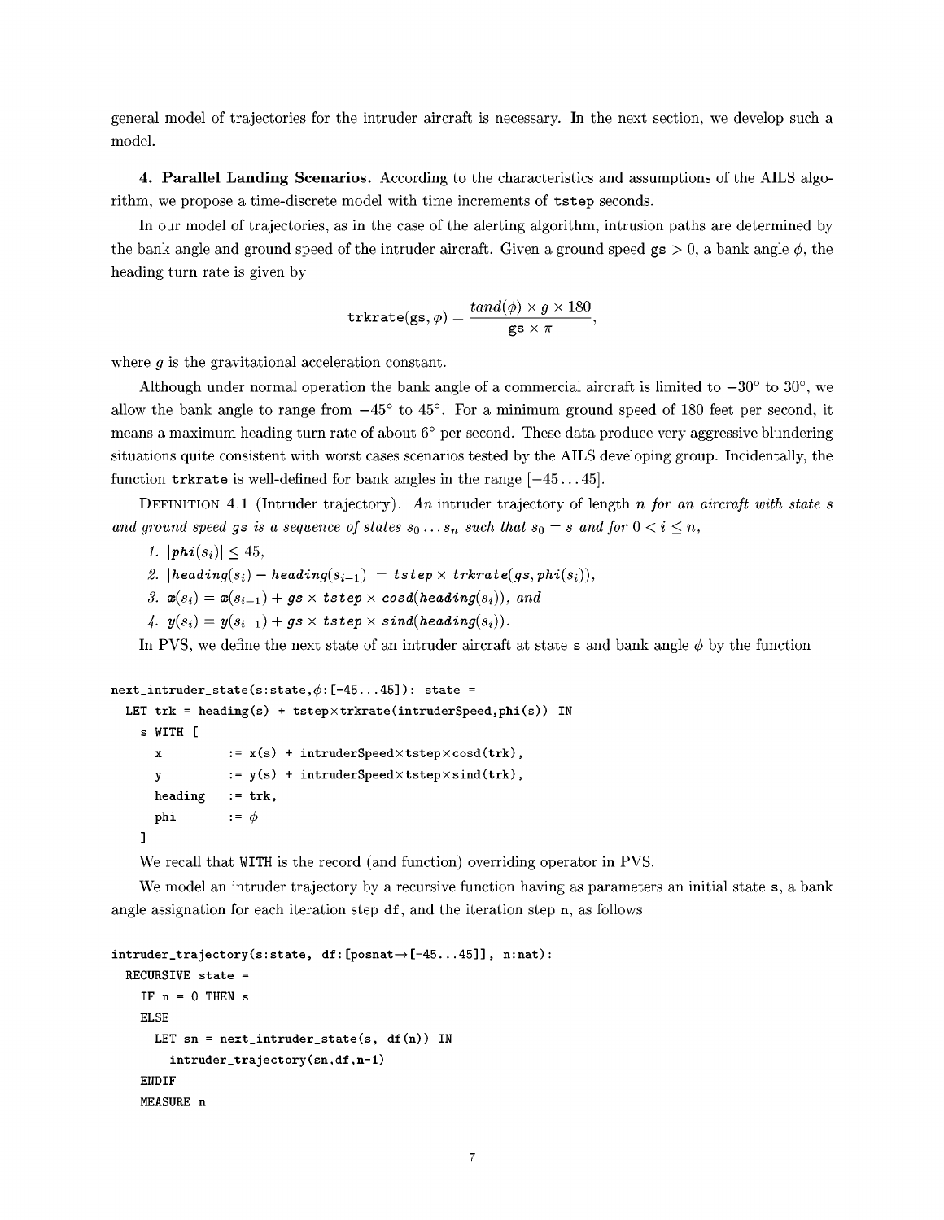general model of trajectories for the intruder aircraft is necessary. In the next section, we develop such a model.

**4. Parallel Landing Scenarios.** According to the characteristics and assumptions of the AILS algorithm, we propose a time-discrete model with time increments of `tstep` seconds.

In our model of trajectories, as in the case of the alerting algorithm, intrusion paths are determined by the bank angle and ground speed of the intruder aircraft. Given a ground speed $\texttt{gs} > 0$, a bank angle $\phi$, the heading turn rate is given by

$$\texttt{trkrate}(\texttt{gs}, \phi) = \frac{tand(\phi) \times g \times 180}{\texttt{gs} \times \pi},$$

where $g$ is the gravitational acceleration constant.

Although under normal operation the bank angle of a commercial aircraft is limited to $-30°$ to $30°$, we allow the bank angle to range from $-45°$ to $45°$. For a minimum ground speed of 180 feet per second, it means a maximum heading turn rate of about $6°$ per second. These data produce very aggressive blundering situations quite consistent with worst cases scenarios tested by the AILS developing group. Incidentally, the function `trkrate` is well-defined for bank angles in the range $[-45 \ldots 45]$.

Definition 4.1 (Intruder trajectory). *An intruder trajectory of length $n$ for an aircraft with state $s$ and ground speed $gs$ is a sequence of states $s_0 \ldots s_n$ such that $s_0 = s$ and for $0 < i \leq n$,*

1. $|phi(s_i)| \leq 45$,
2. $|heading(s_i) - heading(s_{i-1})| = tstep \times trkrate(gs, phi(s_i))$,
3. $x(s_i) = x(s_{i-1}) + gs \times tstep \times cosd(heading(s_i))$, *and*
4. $y(s_i) = y(s_{i-1}) + gs \times tstep \times sind(heading(s_i))$.

In PVS, we define the next state of an intruder aircraft at state `s` and bank angle $\phi$ by the function

```
next_intruder_state(s:state,φ:[-45...45]): state =
  LET trk = heading(s) + tstep×trkrate(intruderSpeed,phi(s)) IN
    s WITH [
      x         := x(s) + intruderSpeed×tstep×cosd(trk),
      y         := y(s) + intruderSpeed×tstep×sind(trk),
      heading   := trk,
      phi       := φ
    ]
```

We recall that `WITH` is the record (and function) overriding operator in PVS.

We model an intruder trajectory by a recursive function having as parameters an initial state `s`, a bank angle assignation for each iteration step `df`, and the iteration step `n`, as follows

```
intruder_trajectory(s:state, df:[posnat→[-45...45]], n:nat):
  RECURSIVE state =
    IF n = 0 THEN s
    ELSE
      LET sn = next_intruder_state(s, df(n)) IN
        intruder_trajectory(sn,df,n-1)
    ENDIF
    MEASURE n
```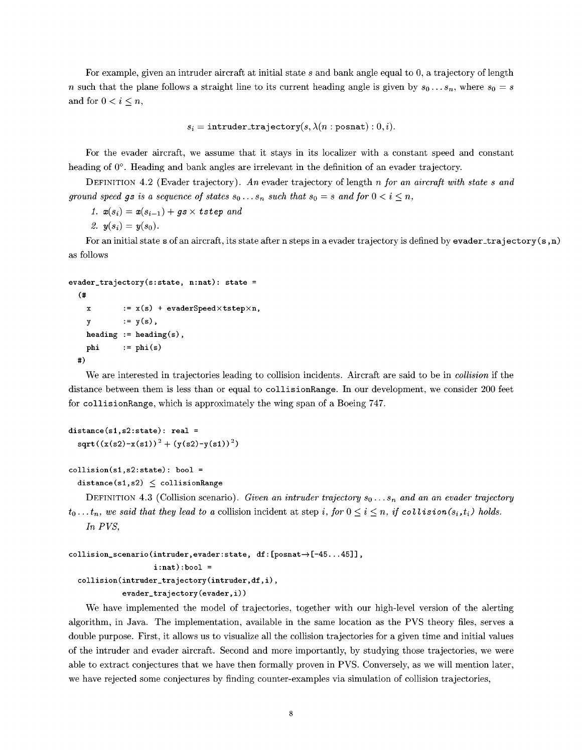For example, given an intruder aircraft at initial state $s$ and bank angle equal to 0, a trajectory of length $n$ such that the plane follows a straight line to its current heading angle is given by $s_0 \ldots s_n$, where $s_0 = s$ and for $0 < i \leq n$,

$$s_i = \texttt{intruder\_trajectory}(s, \lambda(n : \texttt{posnat}) : 0, i).$$

For the evader aircraft, we assume that it stays in its localizer with a constant speed and constant heading of 0°. Heading and bank angles are irrelevant in the definition of an evader trajectory.

DEFINITION 4.2 (Evader trajectory). *An evader trajectory of length $n$ for an aircraft with state $s$ and ground speed $gs$ is a sequence of states $s_0 \ldots s_n$ such that $s_0 = s$ and for $0 < i \leq n$,*

1. $x(s_i) = x(s_{i-1}) + gs \times tstep$ *and*
2. $y(s_i) = y(s_0)$.

For an initial state s of an aircraft, its state after n steps in a evader trajectory is defined by `evader_trajectory(s,n)` as follows

```
evader_trajectory(s:state, n:nat): state =
  (#
    x       := x(s) + evaderSpeed×tstep×n,
    y       := y(s),
    heading := heading(s),
    phi     := phi(s)
  #)
```

We are interested in trajectories leading to collision incidents. Aircraft are said to be in *collision* if the distance between them is less than or equal to `collisionRange`. In our development, we consider 200 feet for `collisionRange`, which is approximately the wing span of a Boeing 747.

```
distance(s1,s2:state): real =
  sqrt((x(s2)-x(s1))² + (y(s2)-y(s1))²)

collision(s1,s2:state): bool =
  distance(s1,s2) ≤ collisionRange
```

DEFINITION 4.3 (Collision scenario). *Given an intruder trajectory $s_0 \ldots s_n$ and an an evader trajectory $t_0 \ldots t_n$, we said that they lead to a* collision incident *at step $i$, for $0 \leq i \leq n$, if `collision(`$s_i$`,`$t_i$`)` holds.*

*In PVS,*

```
collision_scenario(intruder,evader:state, df:[posnat→[-45...45]],
                   i:nat):bool =
  collision(intruder_trajectory(intruder,df,i),
            evader_trajectory(evader,i))
```

We have implemented the model of trajectories, together with our high-level version of the alerting algorithm, in Java. The implementation, available in the same location as the PVS theory files, serves a double purpose. First, it allows us to visualize all the collision trajectories for a given time and initial values of the intruder and evader aircraft. Second and more importantly, by studying those trajectories, we were able to extract conjectures that we have then formally proven in PVS. Conversely, as we will mention later, we have rejected some conjectures by finding counter-examples via simulation of collision trajectories,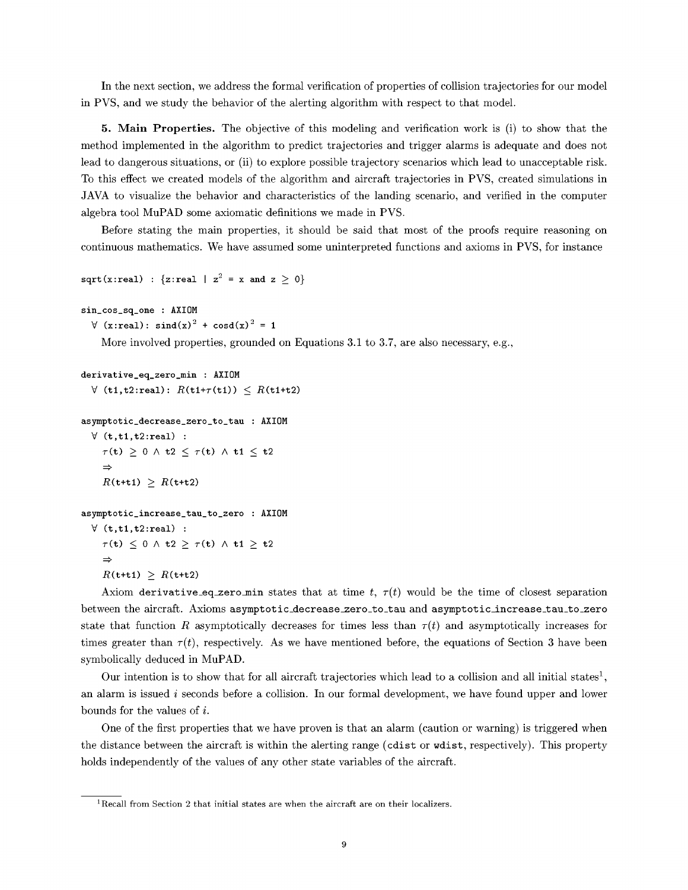In the next section, we address the formal verification of properties of collision trajectories for our model in PVS, and we study the behavior of the alerting algorithm with respect to that model.

**5. Main Properties.** The objective of this modeling and verification work is (i) to show that the method implemented in the algorithm to predict trajectories and trigger alarms is adequate and does not lead to dangerous situations, or (ii) to explore possible trajectory scenarios which lead to unacceptable risk. To this effect we created models of the algorithm and aircraft trajectories in PVS, created simulations in JAVA to visualize the behavior and characteristics of the landing scenario, and verified in the computer algebra tool MuPAD some axiomatic definitions we made in PVS.

Before stating the main properties, it should be said that most of the proofs require reasoning on continuous mathematics. We have assumed some uninterpreted functions and axioms in PVS, for instance

```
sqrt(x:real) : {z:real | z^2 = x and z ≥ 0}

sin_cos_sq_one : AXIOM
  ∀ (x:real): sind(x)^2 + cosd(x)^2 = 1
```

More involved properties, grounded on Equations 3.1 to 3.7, are also necessary, e.g.,

```
derivative_eq_zero_min : AXIOM
  ∀ (t1,t2:real): R(t1+τ(t1)) ≤ R(t1+t2)

asymptotic_decrease_zero_to_tau : AXIOM
  ∀ (t,t1,t2:real) :
    τ(t) ≥ 0 ∧ t2 ≤ τ(t) ∧ t1 ≤ t2
    ⇒
    R(t+t1) ≥ R(t+t2)

asymptotic_increase_tau_to_zero : AXIOM
  ∀ (t,t1,t2:real) :
    τ(t) ≤ 0 ∧ t2 ≥ τ(t) ∧ t1 ≥ t2
    ⇒
    R(t+t1) ≥ R(t+t2)
```

Axiom `derivative_eq_zero_min` states that at time $t$, $\tau(t)$ would be the time of closest separation between the aircraft. Axioms `asymptotic_decrease_zero_to_tau` and `asymptotic_increase_tau_to_zero` state that function $R$ asymptotically decreases for times less than $\tau(t)$ and asymptotically increases for times greater than $\tau(t)$, respectively. As we have mentioned before, the equations of Section 3 have been symbolically deduced in MuPAD.

Our intention is to show that for all aircraft trajectories which lead to a collision and all initial states[1], an alarm is issued $i$ seconds before a collision. In our formal development, we have found upper and lower bounds for the values of $i$.

One of the first properties that we have proven is that an alarm (caution or warning) is triggered when the distance between the aircraft is within the alerting range (`cdist` or `wdist`, respectively). This property holds independently of the values of any other state variables of the aircraft.

[1] Recall from Section 2 that initial states are when the aircraft are on their localizers.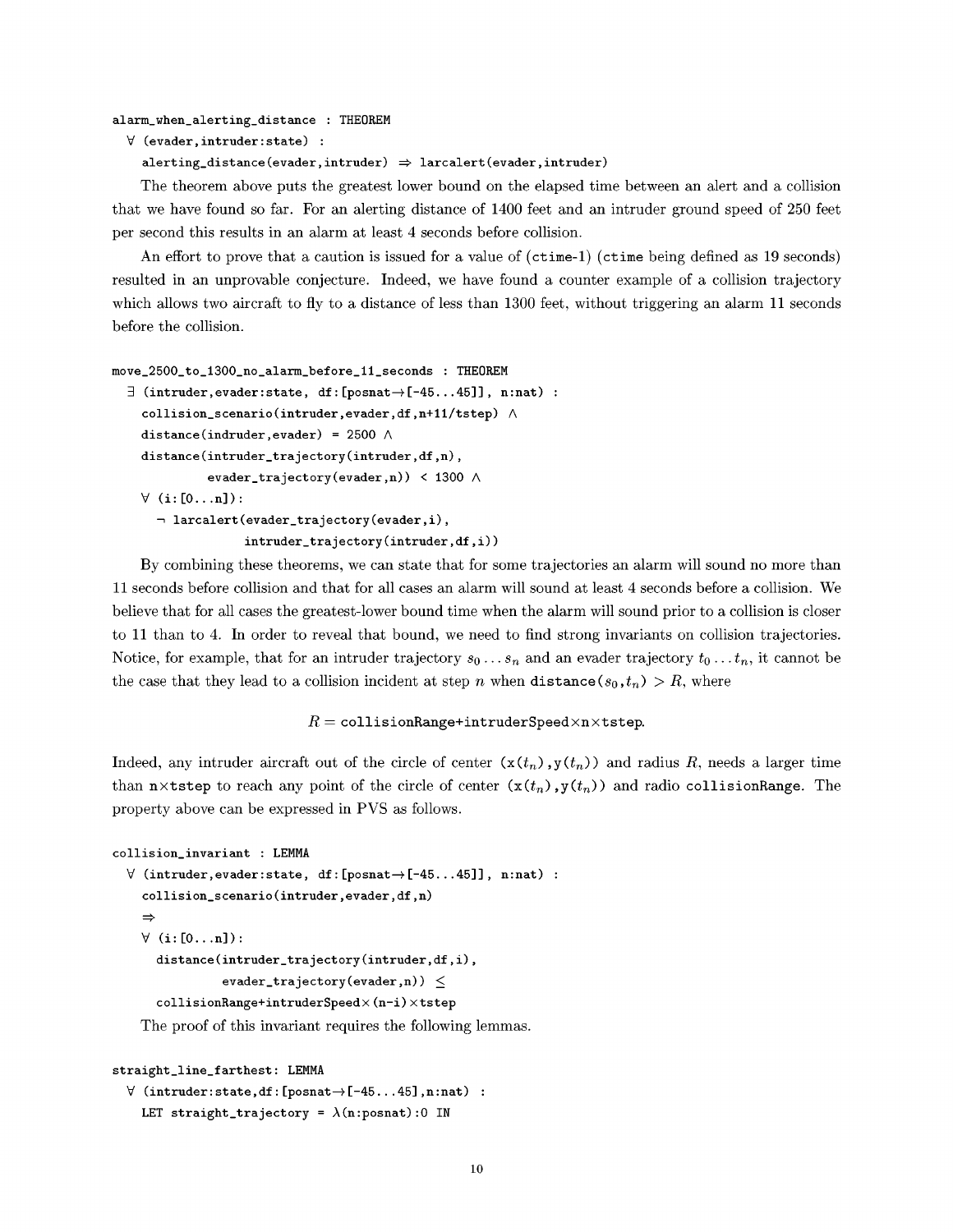```
alarm_when_alerting_distance : THEOREM
  ∀ (evader,intruder:state) :
    alerting_distance(evader,intruder) ⇒ larcalert(evader,intruder)
```

The theorem above puts the greatest lower bound on the elapsed time between an alert and a collision that we have found so far. For an alerting distance of 1400 feet and an intruder ground speed of 250 feet per second this results in an alarm at least 4 seconds before collision.

An effort to prove that a caution is issued for a value of (`ctime-1`) (`ctime` being defined as 19 seconds) resulted in an unprovable conjecture. Indeed, we have found a counter example of a collision trajectory which allows two aircraft to fly to a distance of less than 1300 feet, without triggering an alarm 11 seconds before the collision.

```
move_2500_to_1300_no_alarm_before_11_seconds : THEOREM
  ∃ (intruder,evader:state, df:[posnat→[-45...45]], n:nat) :
    collision_scenario(intruder,evader,df,n+11/tstep) ∧
    distance(indruder,evader) = 2500 ∧
    distance(intruder_trajectory(intruder,df,n),
             evader_trajectory(evader,n)) < 1300 ∧
    ∀ (i:[0...n]):
      ¬ larcalert(evader_trajectory(evader,i),
                  intruder_trajectory(intruder,df,i))
```

By combining these theorems, we can state that for some trajectories an alarm will sound no more than 11 seconds before collision and that for all cases an alarm will sound at least 4 seconds before a collision. We believe that for all cases the greatest-lower bound time when the alarm will sound prior to a collision is closer to 11 than to 4. In order to reveal that bound, we need to find strong invariants on collision trajectories. Notice, for example, that for an intruder trajectory $s_0 \ldots s_n$ and an evader trajectory $t_0 \ldots t_n$, it cannot be the case that they lead to a collision incident at step $n$ when `distance(`$s_0$`,`$t_n$`)` $> R$, where

$$R = \texttt{collisionRange+intruderSpeed}\times\texttt{n}\times\texttt{tstep}.$$

Indeed, any intruder aircraft out of the circle of center `(x(`$t_n$`),y(`$t_n$`))` and radius $R$, needs a larger time than `n×tstep` to reach any point of the circle of center `(x(`$t_n$`),y(`$t_n$`))` and radio `collisionRange`. The property above can be expressed in PVS as follows.

```
collision_invariant : LEMMA
  ∀ (intruder,evader:state, df:[posnat→[-45...45]], n:nat) :
    collision_scenario(intruder,evader,df,n)
    ⇒
    ∀ (i:[0...n]):
      distance(intruder_trajectory(intruder,df,i),
               evader_trajectory(evader,n)) ≤
      collisionRange+intruderSpeed×(n-i)×tstep
```

The proof of this invariant requires the following lemmas.

```
straight_line_farthest: LEMMA
  ∀ (intruder:state,df:[posnat→[-45...45],n:nat) :
    LET straight_trajectory = λ(n:posnat):0 IN
```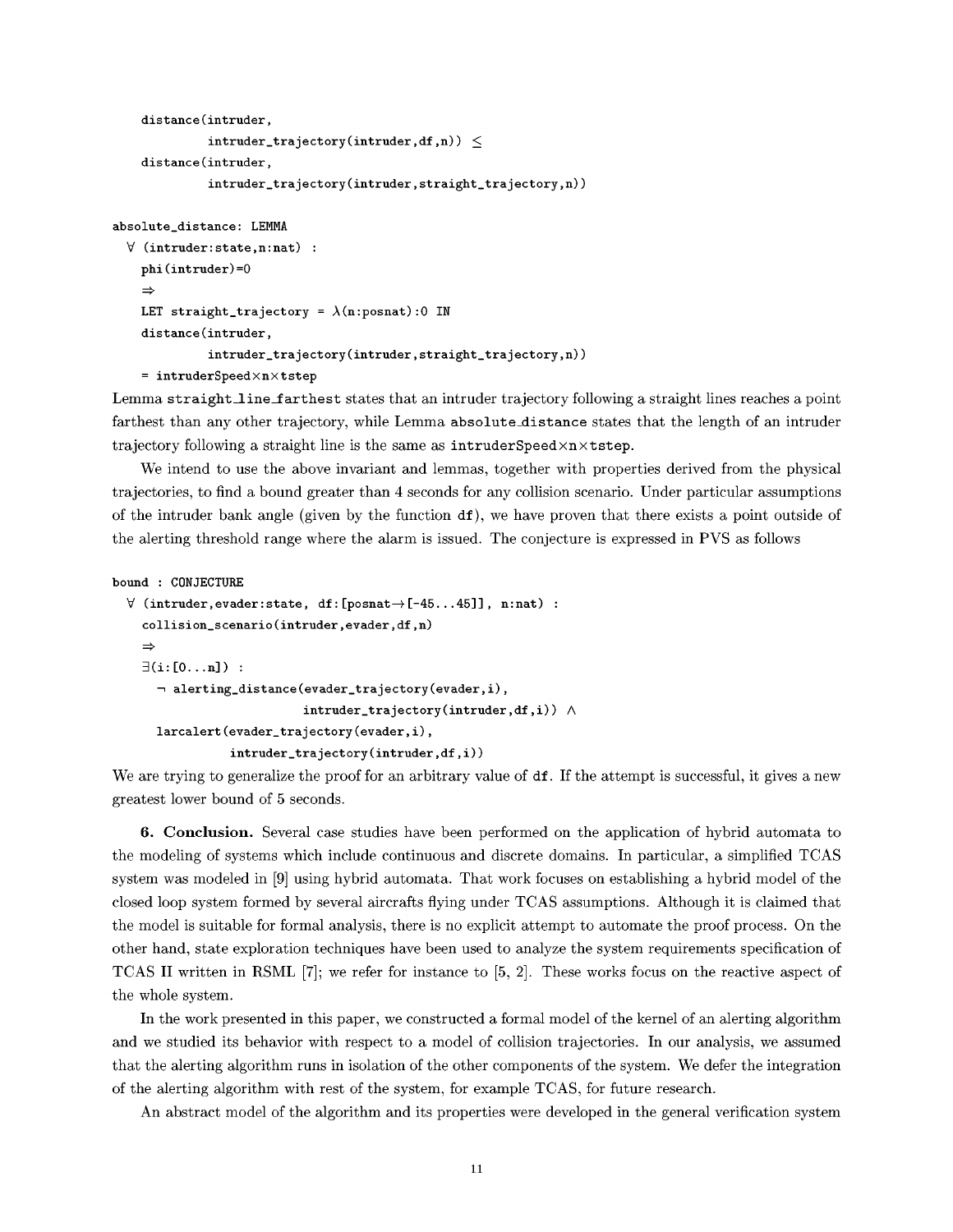```
    distance(intruder,
             intruder_trajectory(intruder,df,n)) ≤
    distance(intruder,
             intruder_trajectory(intruder,straight_trajectory,n))

absolute_distance: LEMMA
  ∀ (intruder:state,n:nat) :
    phi(intruder)=0
    ⇒
    LET straight_trajectory = λ(n:posnat):0 IN
    distance(intruder,
             intruder_trajectory(intruder,straight_trajectory,n))
    = intruderSpeed×n×tstep
```

Lemma `straight_line_farthest` states that an intruder trajectory following a straight lines reaches a point farthest than any other trajectory, while Lemma `absolute_distance` states that the length of an intruder trajectory following a straight line is the same as `intruderSpeed×n×tstep`.

We intend to use the above invariant and lemmas, together with properties derived from the physical trajectories, to find a bound greater than 4 seconds for any collision scenario. Under particular assumptions of the intruder bank angle (given by the function `df`), we have proven that there exists a point outside of the alerting threshold range where the alarm is issued. The conjecture is expressed in PVS as follows

```
bound : CONJECTURE
  ∀ (intruder,evader:state, df:[posnat→[-45...45]], n:nat) :
    collision_scenario(intruder,evader,df,n)
    ⇒
    ∃(i:[0...n]) :
      ¬ alerting_distance(evader_trajectory(evader,i),
                          intruder_trajectory(intruder,df,i)) ∧
      larcalert(evader_trajectory(evader,i),
                intruder_trajectory(intruder,df,i))
```

We are trying to generalize the proof for an arbitrary value of `df`. If the attempt is successful, it gives a new greatest lower bound of 5 seconds.

**6. Conclusion.** Several case studies have been performed on the application of hybrid automata to the modeling of systems which include continuous and discrete domains. In particular, a simplified TCAS system was modeled in [9] using hybrid automata. That work focuses on establishing a hybrid model of the closed loop system formed by several aircrafts flying under TCAS assumptions. Although it is claimed that the model is suitable for formal analysis, there is no explicit attempt to automate the proof process. On the other hand, state exploration techniques have been used to analyze the system requirements specification of TCAS II written in RSML [7]; we refer for instance to [5, 2]. These works focus on the reactive aspect of the whole system.

In the work presented in this paper, we constructed a formal model of the kernel of an alerting algorithm and we studied its behavior with respect to a model of collision trajectories. In our analysis, we assumed that the alerting algorithm runs in isolation of the other components of the system. We defer the integration of the alerting algorithm with rest of the system, for example TCAS, for future research.

An abstract model of the algorithm and its properties were developed in the general verification system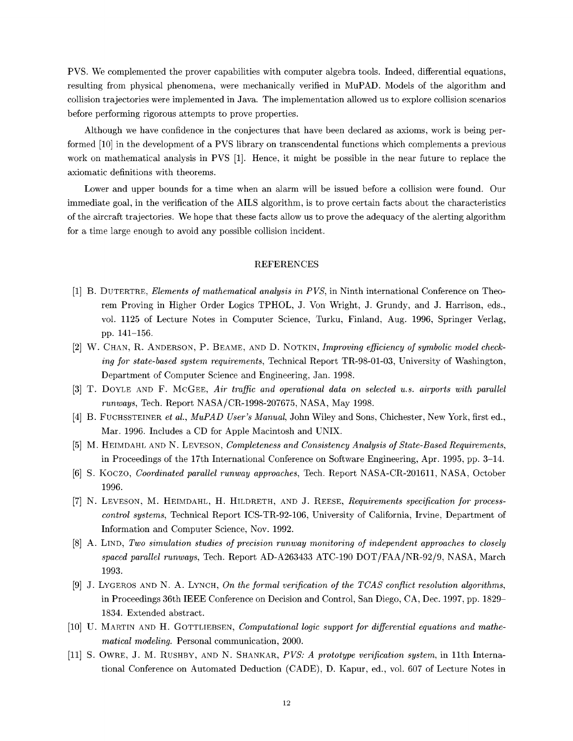PVS. We complemented the prover capabilities with computer algebra tools. Indeed, differential equations, resulting from physical phenomena, were mechanically verified in MuPAD. Models of the algorithm and collision trajectories were implemented in Java. The implementation allowed us to explore collision scenarios before performing rigorous attempts to prove properties.

Although we have confidence in the conjectures that have been declared as axioms, work is being performed [10] in the development of a PVS library on transcendental functions which complements a previous work on mathematical analysis in PVS [1]. Hence, it might be possible in the near future to replace the axiomatic definitions with theorems.

Lower and upper bounds for a time when an alarm will be issued before a collision were found. Our immediate goal, in the verification of the AILS algorithm, is to prove certain facts about the characteristics of the aircraft trajectories. We hope that these facts allow us to prove the adequacy of the alerting algorithm for a time large enough to avoid any possible collision incident.

## REFERENCES

[1] B. Dutertre, *Elements of mathematical analysis in PVS*, in Ninth international Conference on Theorem Proving in Higher Order Logics TPHOL, J. Von Wright, J. Grundy, and J. Harrison, eds., vol. 1125 of Lecture Notes in Computer Science, Turku, Finland, Aug. 1996, Springer Verlag, pp. 141–156.

[2] W. Chan, R. Anderson, P. Beame, and D. Notkin, *Improving efficiency of symbolic model checking for state-based system requirements*, Technical Report TR-98-01-03, University of Washington, Department of Computer Science and Engineering, Jan. 1998.

[3] T. Doyle and F. McGee, *Air traffic and operational data on selected u.s. airports with parallel runways*, Tech. Report NASA/CR-1998-207675, NASA, May 1998.

[4] B. Fuchssteiner *et al.*, *MuPAD User's Manual*, John Wiley and Sons, Chichester, New York, first ed., Mar. 1996. Includes a CD for Apple Macintosh and UNIX.

[5] M. Heimdahl and N. Leveson, *Completeness and Consistency Analysis of State-Based Requirements*, in Proceedings of the 17th International Conference on Software Engineering, Apr. 1995, pp. 3–14.

[6] S. Koczo, *Coordinated parallel runway approaches*, Tech. Report NASA-CR-201611, NASA, October 1996.

[7] N. Leveson, M. Heimdahl, H. Hildreth, and J. Reese, *Requirements specification for process-control systems*, Technical Report ICS-TR-92-106, University of California, Irvine, Department of Information and Computer Science, Nov. 1992.

[8] A. Lind, *Two simulation studies of precision runway monitoring of independent approaches to closely spaced parallel runways*, Tech. Report AD-A263433 ATC-190 DOT/FAA/NR-92/9, NASA, March 1993.

[9] J. Lygeros and N. A. Lynch, *On the formal verification of the TCAS conflict resolution algorithms*, in Proceedings 36th IEEE Conference on Decision and Control, San Diego, CA, Dec. 1997, pp. 1829–1834. Extended abstract.

[10] U. Martin and H. Gottliebsen, *Computational logic support for differential equations and mathematical modeling*. Personal communication, 2000.

[11] S. Owre, J. M. Rushby, and N. Shankar, *PVS: A prototype verification system*, in 11th International Conference on Automated Deduction (CADE), D. Kapur, ed., vol. 607 of Lecture Notes in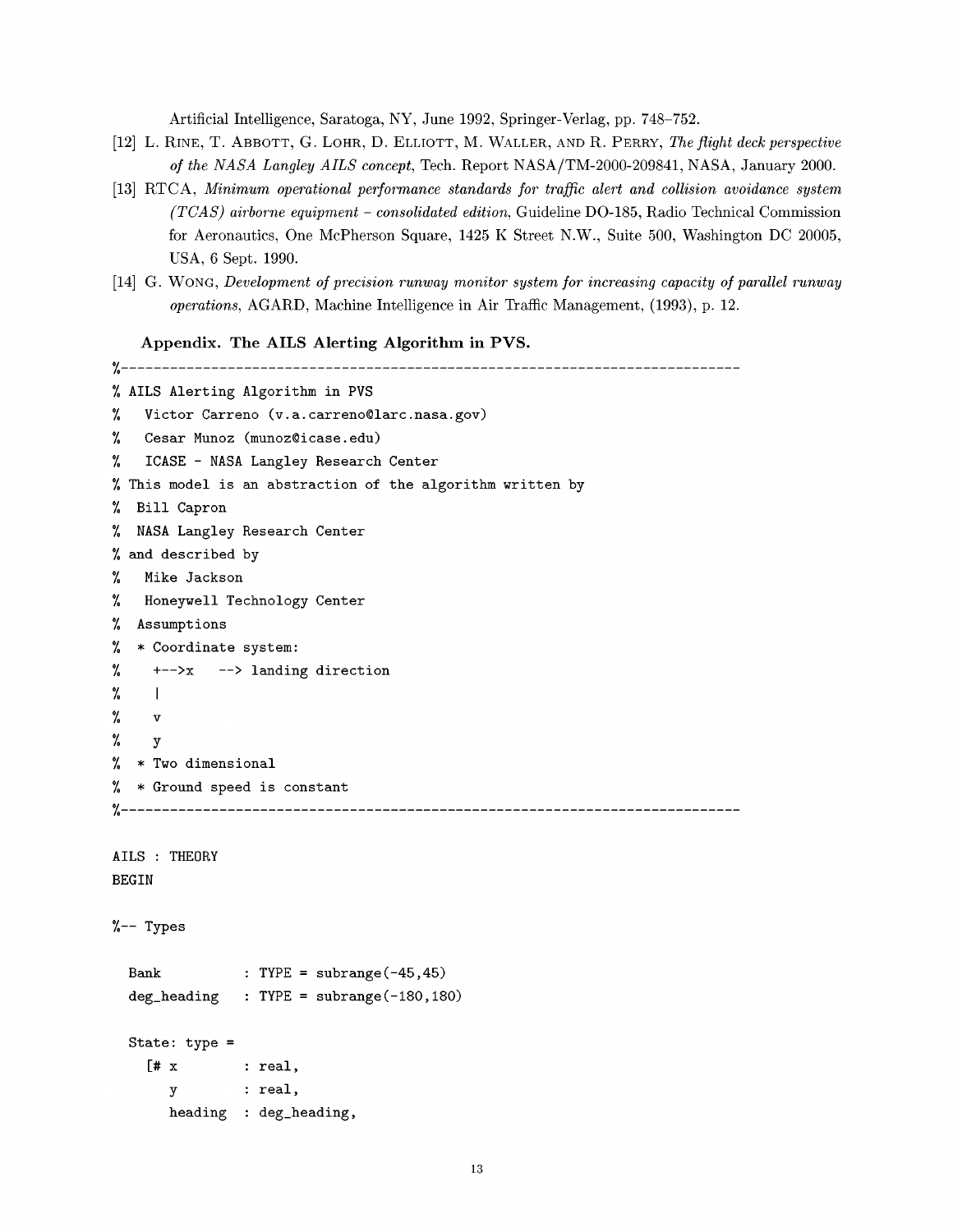Artificial Intelligence, Saratoga, NY, June 1992, Springer-Verlag, pp. 748–752.

[12] L. Rine, T. Abbott, G. Lohr, D. Elliott, M. Waller, and R. Perry, *The flight deck perspective of the NASA Langley AILS concept*, Tech. Report NASA/TM-2000-209841, NASA, January 2000.

[13] RTCA, *Minimum operational performance standards for traffic alert and collision avoidance system (TCAS) airborne equipment – consolidated edition*, Guideline DO-185, Radio Technical Commission for Aeronautics, One McPherson Square, 1425 K Street N.W., Suite 500, Washington DC 20005, USA, 6 Sept. 1990.

[14] G. Wong, *Development of precision runway monitor system for increasing capacity of parallel runway operations*, AGARD, Machine Intelligence in Air Traffic Management, (1993), p. 12.

### Appendix. The AILS Alerting Algorithm in PVS.

```
%---------------------------------------------------------------------------
% AILS Alerting Algorithm in PVS
%   Victor Carreno (v.a.carreno@larc.nasa.gov)
%   Cesar Munoz (munoz@icase.edu)
%   ICASE - NASA Langley Research Center
% This model is an abstraction of the algorithm written by
%  Bill Capron
%  NASA Langley Research Center
% and described by
%   Mike Jackson
%   Honeywell Technology Center
%  Assumptions
%  * Coordinate system:
%    +-->x   --> landing direction
%    |
%    v
%    y
%  * Two dimensional
%  * Ground speed is constant
%---------------------------------------------------------------------------

AILS : THEORY
BEGIN

%-- Types

  Bank          : TYPE = subrange(-45,45)
  deg_heading   : TYPE = subrange(-180,180)

  State: type =
    [# x        : real,
       y        : real,
       heading  : deg_heading,
```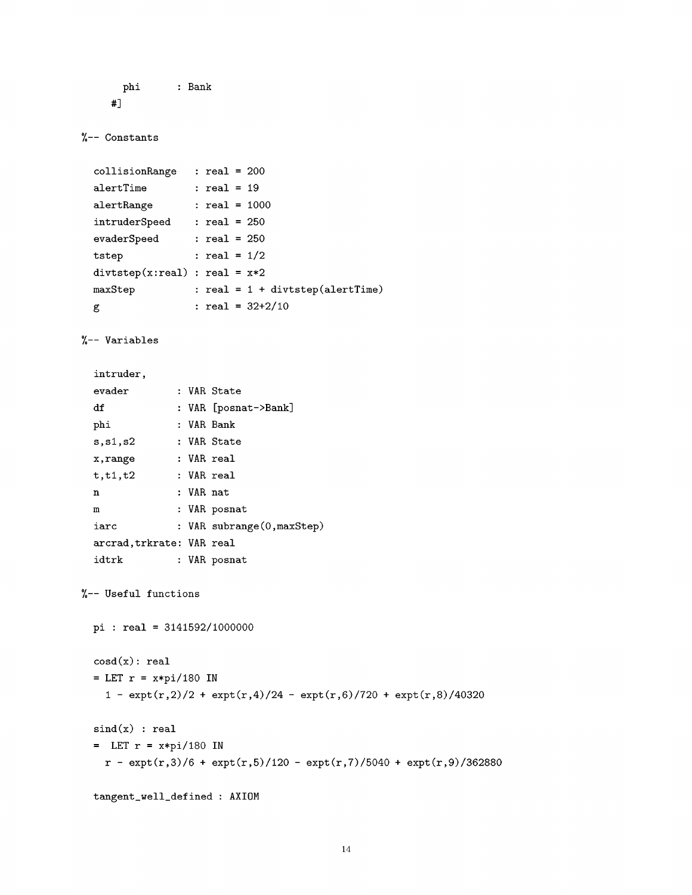```
      phi       : Bank
    #]

%-- Constants

  collisionRange   : real = 200
  alertTime        : real = 19
  alertRange       : real = 1000
  intruderSpeed    : real = 250
  evaderSpeed      : real = 250
  tstep            : real = 1/2
  divtstep(x:real) : real = x*2
  maxStep          : real = 1 + divtstep(alertTime)
  g                : real = 32+2/10

%-- Variables

  intruder,
  evader         : VAR State
  df             : VAR [posnat->Bank]
  phi            : VAR Bank
  s,s1,s2        : VAR State
  x,range        : VAR real
  t,t1,t2        : VAR real
  n              : VAR nat
  m              : VAR posnat
  iarc           : VAR subrange(0,maxStep)
  arcrad,trkrate: VAR real
  idtrk          : VAR posnat

%-- Useful functions

  pi : real = 3141592/1000000

  cosd(x): real
  = LET r = x*pi/180 IN
    1 - expt(r,2)/2 + expt(r,4)/24 - expt(r,6)/720 + expt(r,8)/40320

  sind(x) : real
  =  LET r = x*pi/180 IN
    r - expt(r,3)/6 + expt(r,5)/120 - expt(r,7)/5040 + expt(r,9)/362880

  tangent_well_defined : AXIOM
```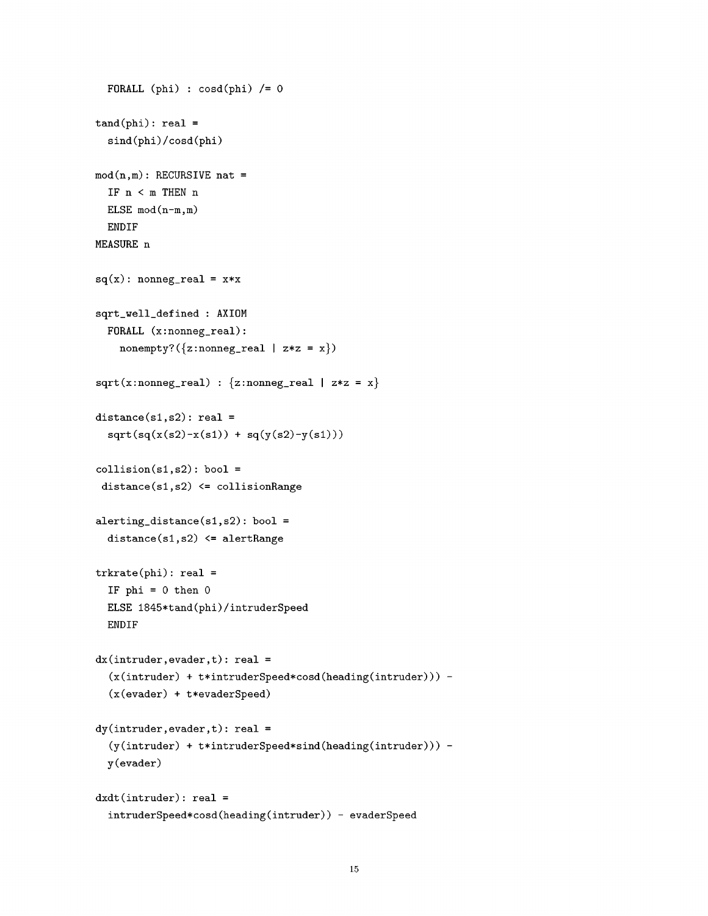```
  FORALL (phi) : cosd(phi) /= 0

tand(phi): real =
  sind(phi)/cosd(phi)

mod(n,m): RECURSIVE nat =
  IF n < m THEN n
  ELSE mod(n-m,m)
  ENDIF
MEASURE n

sq(x): nonneg_real = x*x

sqrt_well_defined : AXIOM
  FORALL (x:nonneg_real):
    nonempty?({z:nonneg_real | z*z = x})

sqrt(x:nonneg_real) : {z:nonneg_real | z*z = x}

distance(s1,s2): real =
  sqrt(sq(x(s2)-x(s1)) + sq(y(s2)-y(s1)))

collision(s1,s2): bool =
 distance(s1,s2) <= collisionRange

alerting_distance(s1,s2): bool =
  distance(s1,s2) <= alertRange

trkrate(phi): real =
  IF phi = 0 then 0
  ELSE 1845*tand(phi)/intruderSpeed
  ENDIF

dx(intruder,evader,t): real =
  (x(intruder) + t*intruderSpeed*cosd(heading(intruder))) -
  (x(evader) + t*evaderSpeed)

dy(intruder,evader,t): real =
  (y(intruder) + t*intruderSpeed*sind(heading(intruder))) -
  y(evader)

dxdt(intruder): real =
  intruderSpeed*cosd(heading(intruder)) - evaderSpeed
```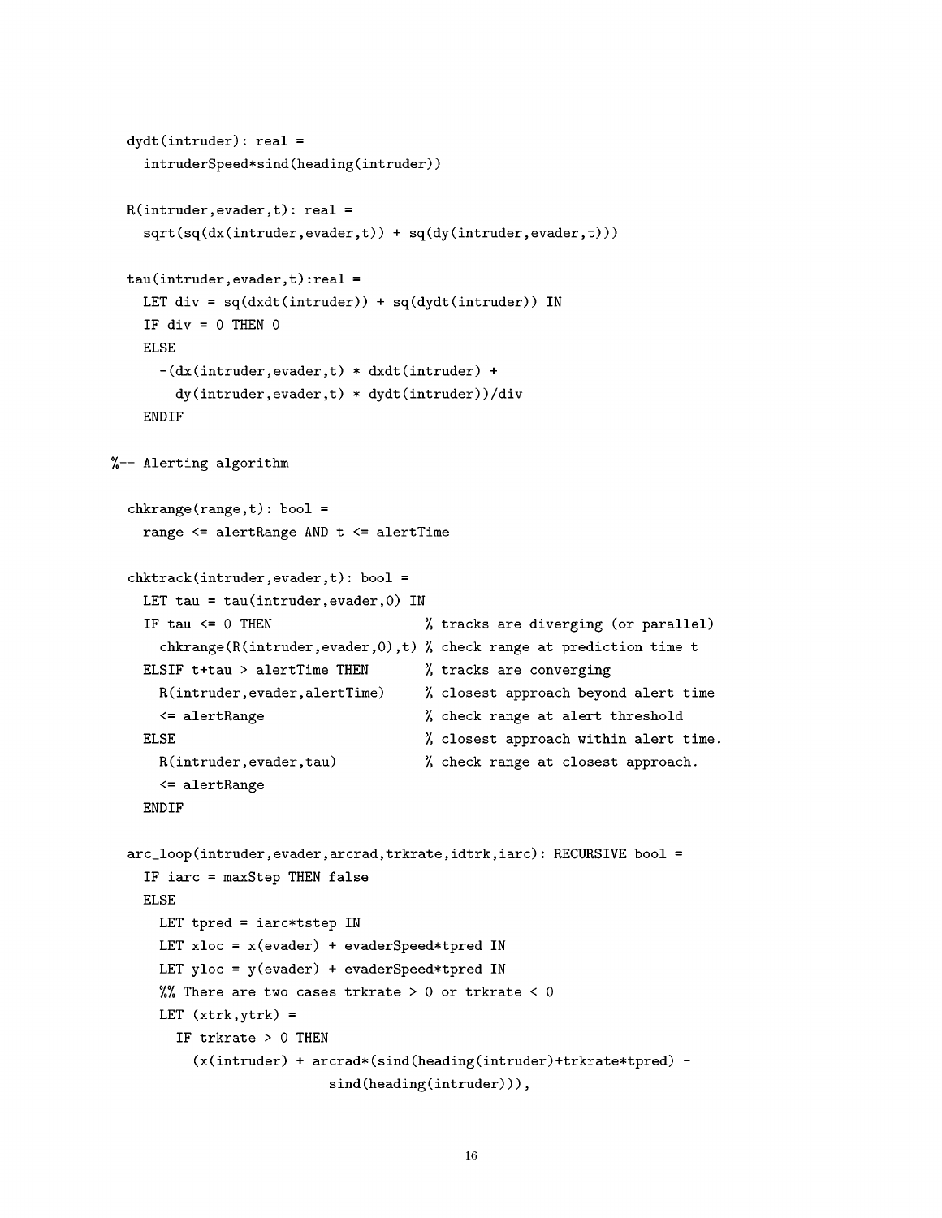```
  dydt(intruder): real =
    intruderSpeed*sind(heading(intruder))

  R(intruder,evader,t): real =
    sqrt(sq(dx(intruder,evader,t)) + sq(dy(intruder,evader,t)))

  tau(intruder,evader,t):real =
    LET div = sq(dxdt(intruder)) + sq(dydt(intruder)) IN
    IF div = 0 THEN 0
    ELSE
      -(dx(intruder,evader,t) * dxdt(intruder) +
        dy(intruder,evader,t) * dydt(intruder))/div
    ENDIF

%-- Alerting algorithm

  chkrange(range,t): bool =
    range <= alertRange AND t <= alertTime

  chktrack(intruder,evader,t): bool =
    LET tau = tau(intruder,evader,0) IN
    IF tau <= 0 THEN                   % tracks are diverging (or parallel)
      chkrange(R(intruder,evader,0),t) % check range at prediction time t
    ELSIF t+tau > alertTime THEN       % tracks are converging
      R(intruder,evader,alertTime)     % closest approach beyond alert time
      <= alertRange                    % check range at alert threshold
    ELSE                               % closest approach within alert time.
      R(intruder,evader,tau)           % check range at closest approach.
      <= alertRange
    ENDIF

  arc_loop(intruder,evader,arcrad,trkrate,idtrk,iarc): RECURSIVE bool =
    IF iarc = maxStep THEN false
    ELSE
      LET tpred = iarc*tstep IN
      LET xloc = x(evader) + evaderSpeed*tpred IN
      LET yloc = y(evader) + evaderSpeed*tpred IN
      %% There are two cases trkrate > 0 or trkrate < 0
      LET (xtrk,ytrk) =
        IF trkrate > 0 THEN
          (x(intruder) + arcrad*(sind(heading(intruder)+trkrate*tpred) -
                         sind(heading(intruder))),
```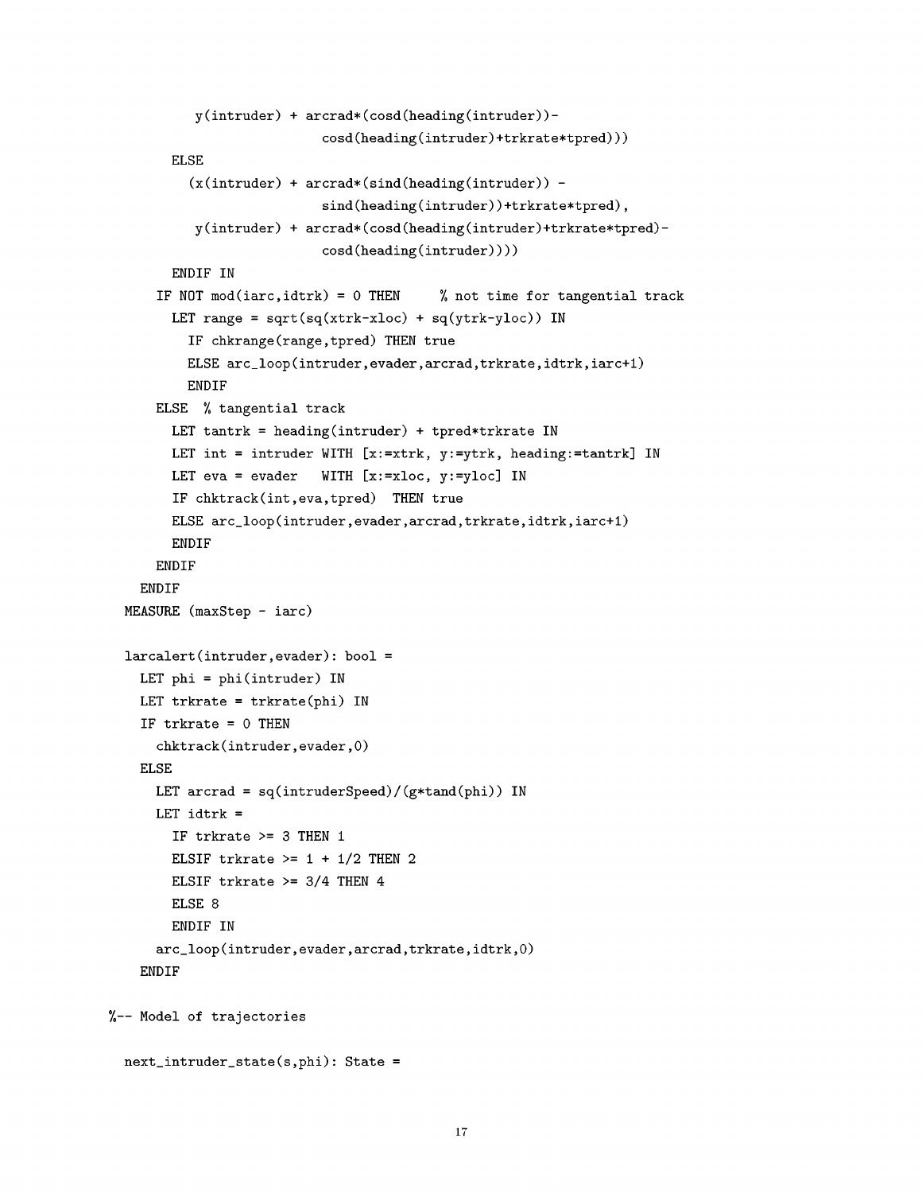```
          y(intruder) + arcrad*(cosd(heading(intruder))-
                        cosd(heading(intruder)+trkrate*tpred)))
        ELSE
          (x(intruder) + arcrad*(sind(heading(intruder)) -
                        sind(heading(intruder))+trkrate*tpred),
           y(intruder) + arcrad*(cosd(heading(intruder)+trkrate*tpred)-
                        cosd(heading(intruder))))
        ENDIF IN
      IF NOT mod(iarc,idtrk) = 0 THEN     % not time for tangential track
        LET range = sqrt(sq(xtrk-xloc) + sq(ytrk-yloc)) IN
          IF chkrange(range,tpred) THEN true
          ELSE arc_loop(intruder,evader,arcrad,trkrate,idtrk,iarc+1)
          ENDIF
      ELSE  % tangential track
        LET tantrk = heading(intruder) + tpred*trkrate IN
        LET int = intruder WITH [x:=xtrk, y:=ytrk, heading:=tantrk] IN
        LET eva = evader   WITH [x:=xloc, y:=yloc] IN
        IF chktrack(int,eva,tpred)  THEN true
        ELSE arc_loop(intruder,evader,arcrad,trkrate,idtrk,iarc+1)
        ENDIF
      ENDIF
    ENDIF
  MEASURE (maxStep - iarc)

  larcalert(intruder,evader): bool =
    LET phi = phi(intruder) IN
    LET trkrate = trkrate(phi) IN
    IF trkrate = 0 THEN
      chktrack(intruder,evader,0)
    ELSE
      LET arcrad = sq(intruderSpeed)/(g*tand(phi)) IN
      LET idtrk =
        IF trkrate >= 3 THEN 1
        ELSIF trkrate >= 1 + 1/2 THEN 2
        ELSIF trkrate >= 3/4 THEN 4
        ELSE 8
        ENDIF IN
      arc_loop(intruder,evader,arcrad,trkrate,idtrk,0)
    ENDIF

%-- Model of trajectories

  next_intruder_state(s,phi): State =
```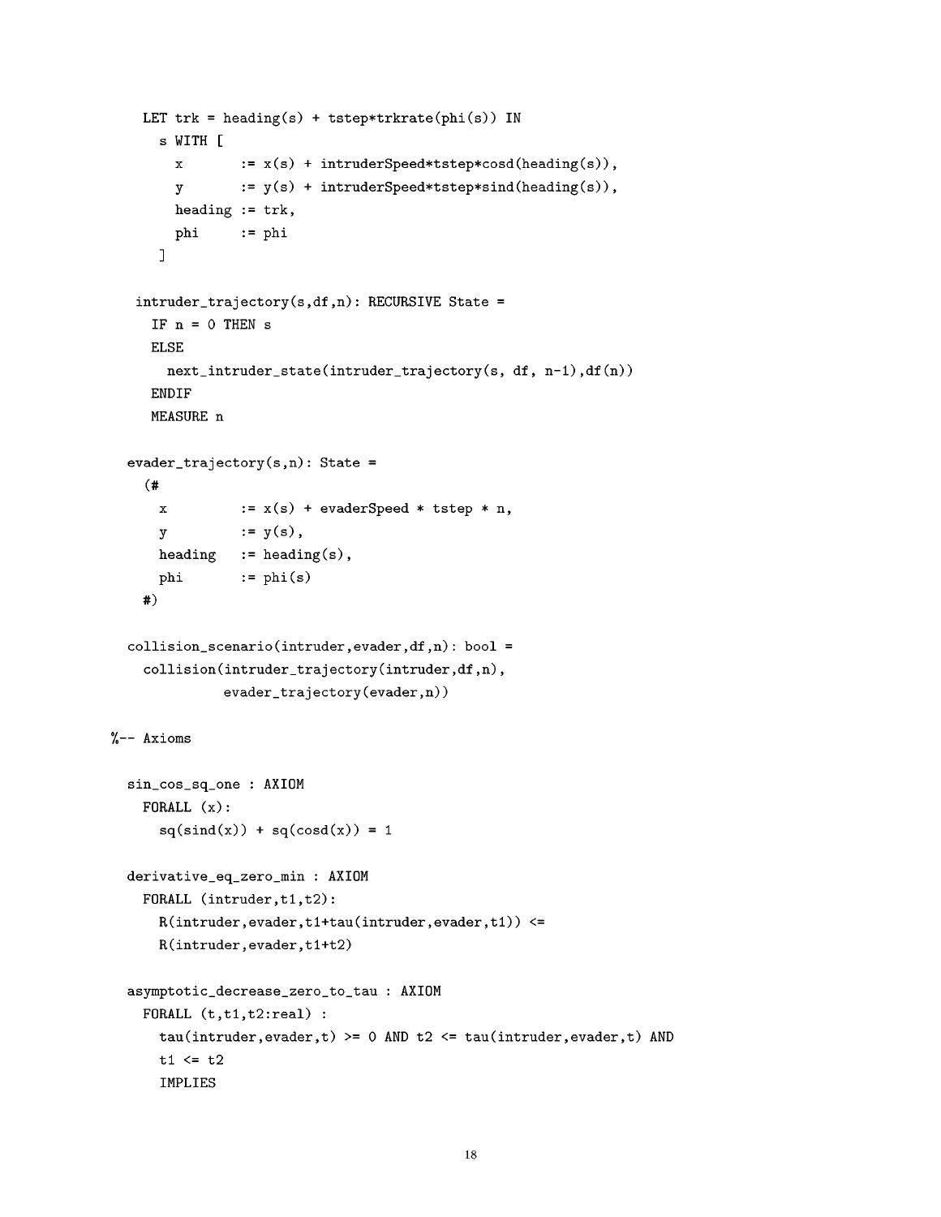```
    LET trk = heading(s) + tstep*trkrate(phi(s)) IN
      s WITH [
        x       := x(s) + intruderSpeed*tstep*cosd(heading(s)),
        y       := y(s) + intruderSpeed*tstep*sind(heading(s)),
        heading := trk,
        phi     := phi
      ]

   intruder_trajectory(s,df,n): RECURSIVE State =
     IF n = 0 THEN s
     ELSE
       next_intruder_state(intruder_trajectory(s, df, n-1),df(n))
     ENDIF
     MEASURE n

  evader_trajectory(s,n): State =
    (#
      x          := x(s) + evaderSpeed * tstep * n,
      y          := y(s),
      heading    := heading(s),
      phi        := phi(s)
    #)

  collision_scenario(intruder,evader,df,n): bool =
    collision(intruder_trajectory(intruder,df,n),
              evader_trajectory(evader,n))

%-- Axioms

  sin_cos_sq_one : AXIOM
    FORALL (x):
      sq(sind(x)) + sq(cosd(x)) = 1

  derivative_eq_zero_min : AXIOM
    FORALL (intruder,t1,t2):
      R(intruder,evader,t1+tau(intruder,evader,t1)) <=
      R(intruder,evader,t1+t2)

  asymptotic_decrease_zero_to_tau : AXIOM
    FORALL (t,t1,t2:real) :
      tau(intruder,evader,t) >= 0 AND t2 <= tau(intruder,evader,t) AND
      t1 <= t2
      IMPLIES
```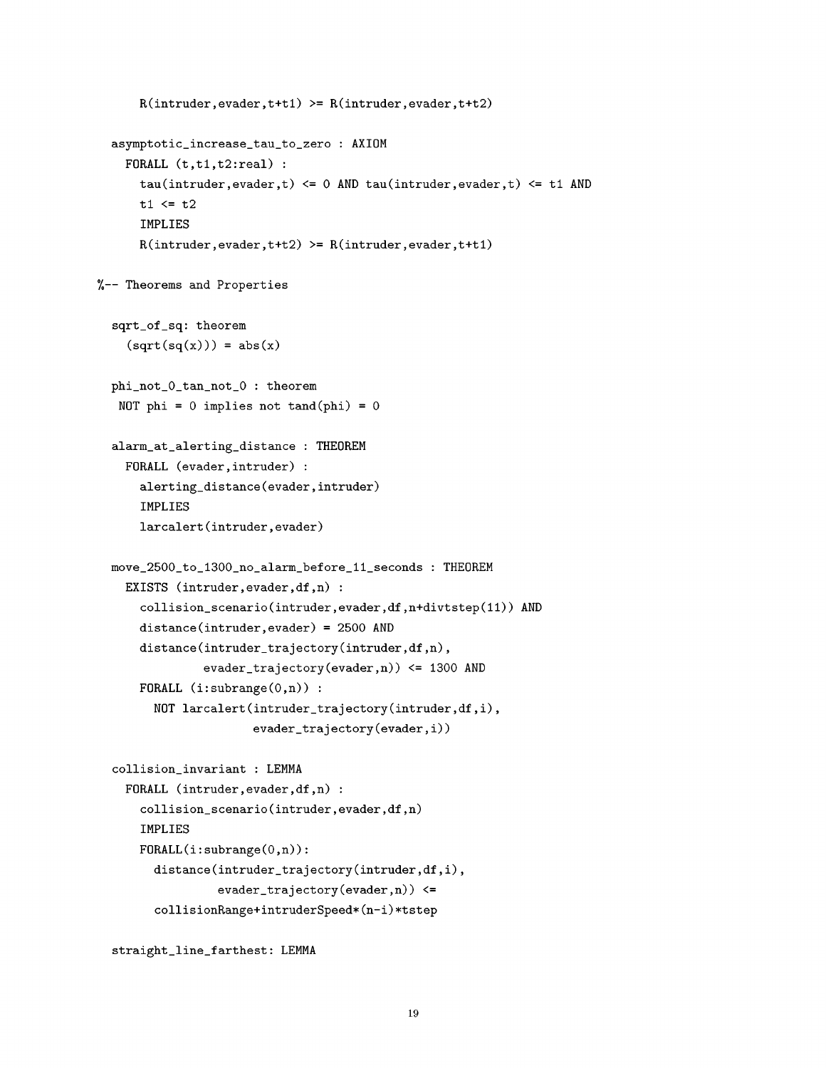```
      R(intruder,evader,t+t1) >= R(intruder,evader,t+t2)

  asymptotic_increase_tau_to_zero : AXIOM
    FORALL (t,t1,t2:real) :
      tau(intruder,evader,t) <= 0 AND tau(intruder,evader,t) <= t1 AND
      t1 <= t2
      IMPLIES
      R(intruder,evader,t+t2) >= R(intruder,evader,t+t1)

%-- Theorems and Properties

  sqrt_of_sq: theorem
    (sqrt(sq(x))) = abs(x)

  phi_not_0_tan_not_0 : theorem
   NOT phi = 0 implies not tand(phi) = 0

  alarm_at_alerting_distance : THEOREM
    FORALL (evader,intruder) :
      alerting_distance(evader,intruder)
      IMPLIES
      larcalert(intruder,evader)

  move_2500_to_1300_no_alarm_before_11_seconds : THEOREM
    EXISTS (intruder,evader,df,n) :
      collision_scenario(intruder,evader,df,n+divtstep(11)) AND
      distance(intruder,evader) = 2500 AND
      distance(intruder_trajectory(intruder,df,n),
               evader_trajectory(evader,n)) <= 1300 AND
      FORALL (i:subrange(0,n)) :
        NOT larcalert(intruder_trajectory(intruder,df,i),
                      evader_trajectory(evader,i))

  collision_invariant : LEMMA
    FORALL (intruder,evader,df,n) :
      collision_scenario(intruder,evader,df,n)
      IMPLIES
      FORALL(i:subrange(0,n)):
        distance(intruder_trajectory(intruder,df,i),
                 evader_trajectory(evader,n)) <=
        collisionRange+intruderSpeed*(n-i)*tstep

  straight_line_farthest: LEMMA
```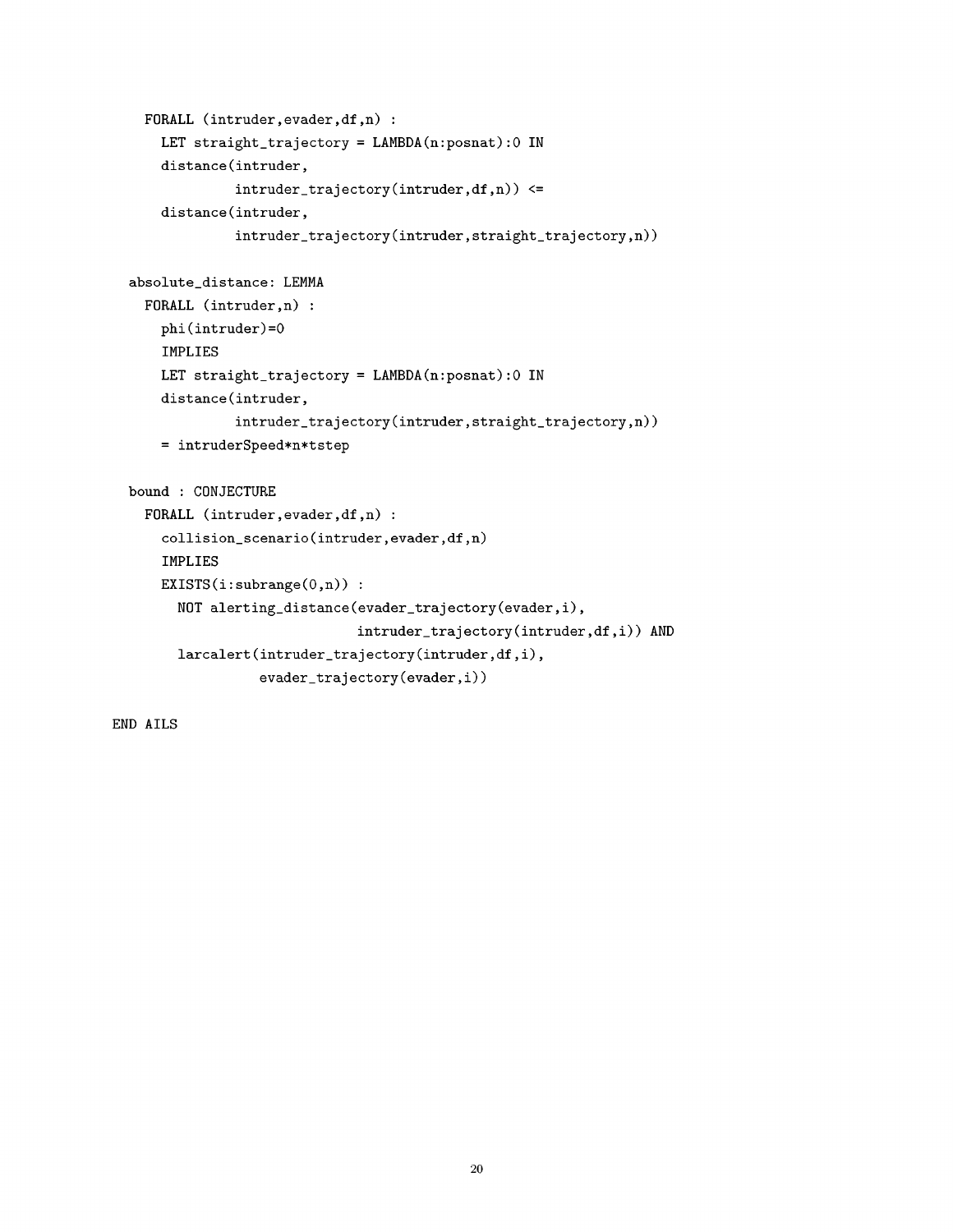```
    FORALL (intruder,evader,df,n) :
      LET straight_trajectory = LAMBDA(n:posnat):0 IN
      distance(intruder,
               intruder_trajectory(intruder,df,n)) <=
      distance(intruder,
               intruder_trajectory(intruder,straight_trajectory,n))

  absolute_distance: LEMMA
    FORALL (intruder,n) :
      phi(intruder)=0
      IMPLIES
      LET straight_trajectory = LAMBDA(n:posnat):0 IN
      distance(intruder,
               intruder_trajectory(intruder,straight_trajectory,n))
      = intruderSpeed*n*tstep

  bound : CONJECTURE
    FORALL (intruder,evader,df,n) :
      collision_scenario(intruder,evader,df,n)
      IMPLIES
      EXISTS(i:subrange(0,n)) :
        NOT alerting_distance(evader_trajectory(evader,i),
                              intruder_trajectory(intruder,df,i)) AND
        larcalert(intruder_trajectory(intruder,df,i),
                  evader_trajectory(evader,i))

END AILS
```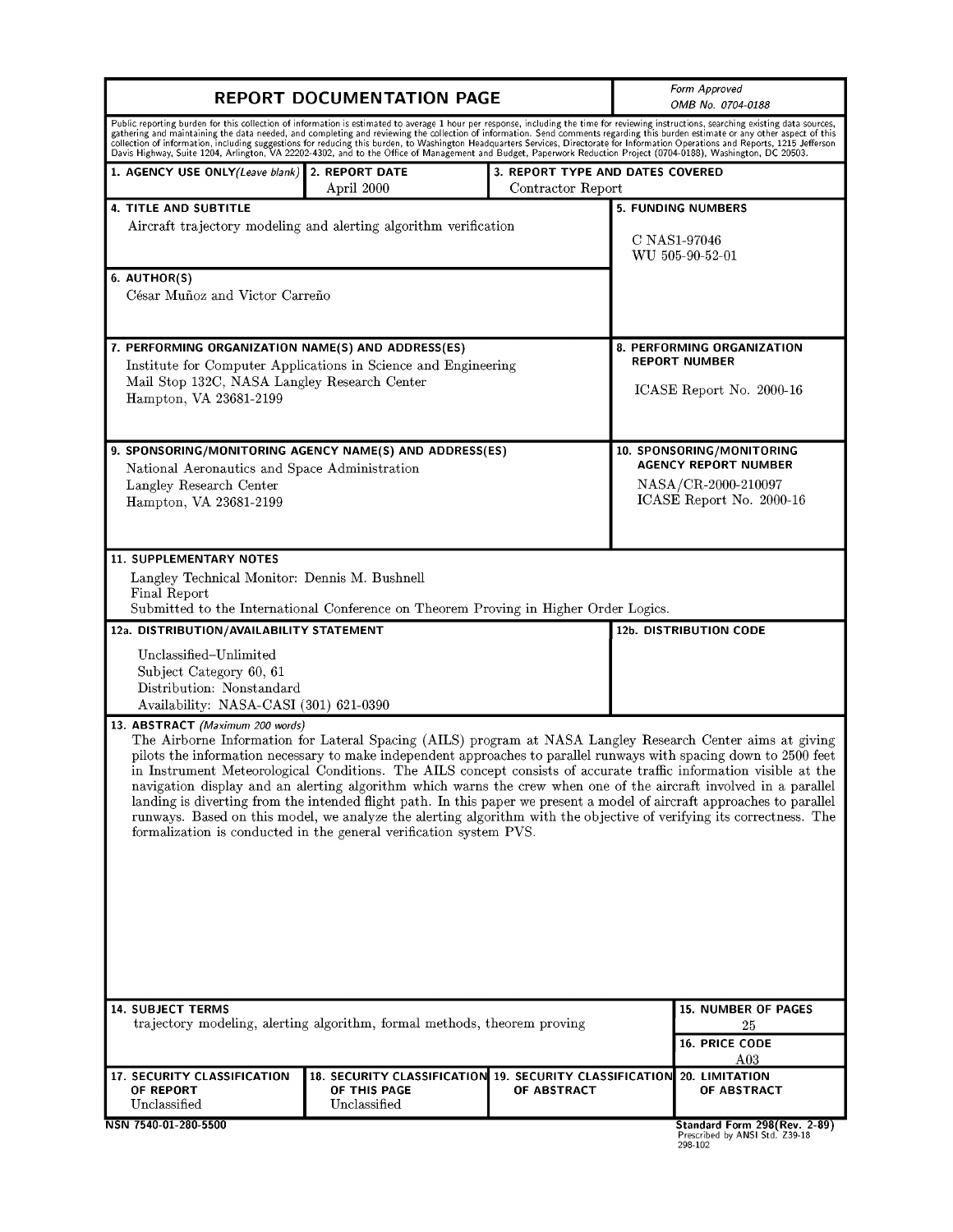# REPORT DOCUMENTATION PAGE

*Form Approved*
*OMB No. 0704-0188*

Public reporting burden for this collection of information is estimated to average 1 hour per response, including the time for reviewing instructions, searching existing data sources, gathering and maintaining the data needed, and completing and reviewing the collection of information. Send comments regarding this burden estimate or any other aspect of this collection of information, including suggestions for reducing this burden, to Washington Headquarters Services, Directorate for Information Operations and Reports, 1215 Jefferson Davis Highway, Suite 1204, Arlington, VA 22202-4302, and to the Office of Management and Budget, Paperwork Reduction Project (0704-0188), Washington, DC 20503.

| 1. AGENCY USE ONLY *(Leave blank)* | 2. REPORT DATE | 3. REPORT TYPE AND DATES COVERED |
|---|---|---|
| | April 2000 | Contractor Report |

**4. TITLE AND SUBTITLE**
Aircraft trajectory modeling and alerting algorithm verification

**5. FUNDING NUMBERS**
C NAS1-97046
WU 505-90-52-01

**6. AUTHOR(S)**
César Muñoz and Victor Carreño

**7. PERFORMING ORGANIZATION NAME(S) AND ADDRESS(ES)**
Institute for Computer Applications in Science and Engineering
Mail Stop 132C, NASA Langley Research Center
Hampton, VA 23681-2199

**8. PERFORMING ORGANIZATION REPORT NUMBER**
ICASE Report No. 2000-16

**9. SPONSORING/MONITORING AGENCY NAME(S) AND ADDRESS(ES)**
National Aeronautics and Space Administration
Langley Research Center
Hampton, VA 23681-2199

**10. SPONSORING/MONITORING AGENCY REPORT NUMBER**
NASA/CR-2000-210097
ICASE Report No. 2000-16

**11. SUPPLEMENTARY NOTES**
Langley Technical Monitor: Dennis M. Bushnell
Final Report
Submitted to the International Conference on Theorem Proving in Higher Order Logics.

**12a. DISTRIBUTION/AVAILABILITY STATEMENT**
Unclassified–Unlimited
Subject Category 60, 61
Distribution: Nonstandard
Availability: NASA-CASI (301) 621-0390

**12b. DISTRIBUTION CODE**

**13. ABSTRACT** *(Maximum 200 words)*
The Airborne Information for Lateral Spacing (AILS) program at NASA Langley Research Center aims at giving pilots the information necessary to make independent approaches to parallel runways with spacing down to 2500 feet in Instrument Meteorological Conditions. The AILS concept consists of accurate traffic information visible at the navigation display and an alerting algorithm which warns the crew when one of the aircraft involved in a parallel landing is diverting from the intended flight path. In this paper we present a model of aircraft approaches to parallel runways. Based on this model, we analyze the alerting algorithm with the objective of verifying its correctness. The formalization is conducted in the general verification system PVS.

**14. SUBJECT TERMS**
trajectory modeling, alerting algorithm, formal methods, theorem proving

**15. NUMBER OF PAGES**
25

**16. PRICE CODE**
A03

| 17. SECURITY CLASSIFICATION OF REPORT | 18. SECURITY CLASSIFICATION OF THIS PAGE | 19. SECURITY CLASSIFICATION OF ABSTRACT | 20. LIMITATION OF ABSTRACT |
|---|---|---|---|
| Unclassified | Unclassified | | |

NSN 7540-01-280-5500

**Standard Form 298(Rev. 2-89)**
Prescribed by ANSI Std. Z39-18
298-102